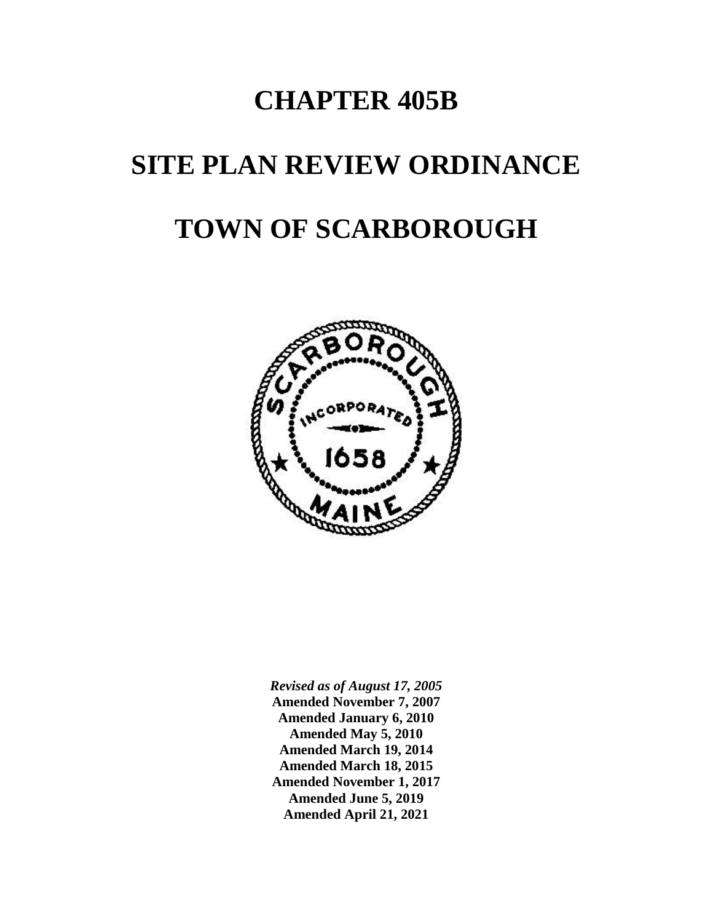# CHAPTER 405B

# SITE PLAN REVIEW ORDINANCE

# TOWN OF SCARBOROUGH

***Revised as of August 17, 2005***
**Amended November 7, 2007**
**Amended January 6, 2010**
**Amended May 5, 2010**
**Amended March 19, 2014**
**Amended March 18, 2015**
**Amended November 1, 2017**
**Amended June 5, 2019**
**Amended April 21, 2021**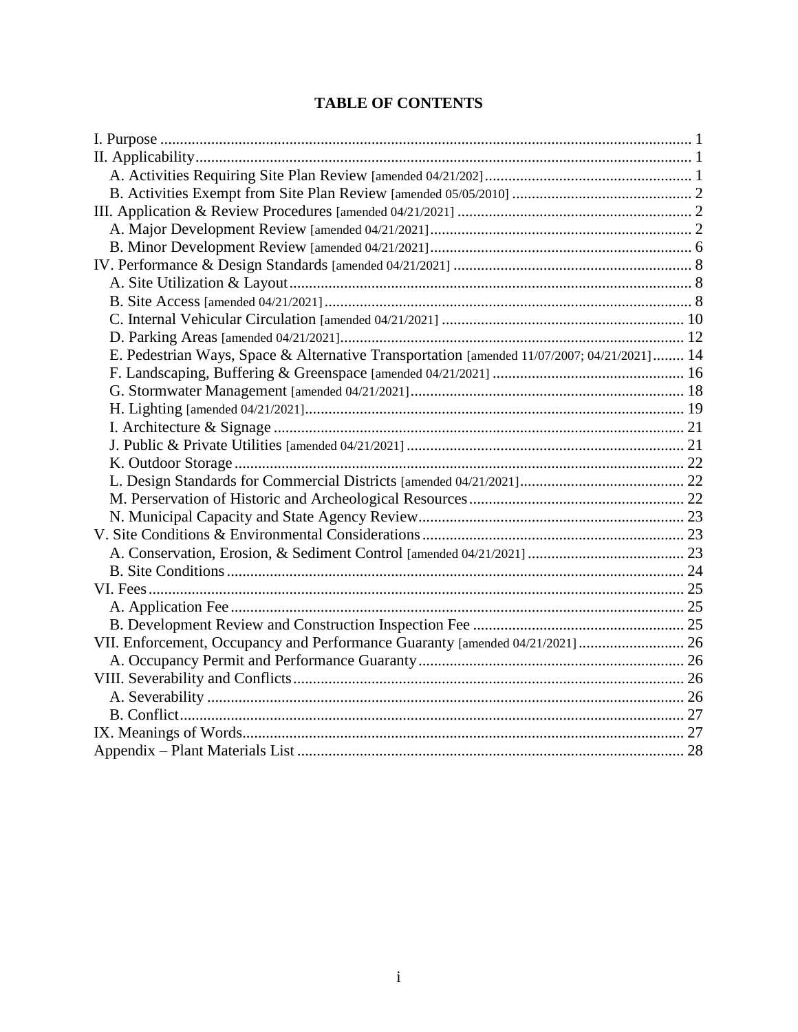# TABLE OF CONTENTS

I. Purpose ........................................................................................................................ 1
II. Applicability.................................................................................................................. 1
  A. Activities Requiring Site Plan Review [amended 04/21/202]...................................................... 1
  B. Activities Exempt from Site Plan Review [amended 05/05/2010] ............................................... 2
III. Application & Review Procedures [amended 04/21/2021] .............................................................. 2
  A. Major Development Review [amended 04/21/2021]...................................................................... 2
  B. Minor Development Review [amended 04/21/2021]...................................................................... 6
IV. Performance & Design Standards [amended 04/21/2021] ............................................................... 8
  A. Site Utilization & Layout........................................................................................................ 8
  B. Site Access [amended 04/21/2021].............................................................................................. 8
  C. Internal Vehicular Circulation [amended 04/21/2021] ............................................................... 10
  D. Parking Areas [amended 04/21/2021]........................................................................................ 12
  E. Pedestrian Ways, Space & Alternative Transportation [amended 11/07/2007; 04/21/2021]........ 14
  F. Landscaping, Buffering & Greenspace [amended 04/21/2021] .................................................. 16
  G. Stormwater Management [amended 04/21/2021]....................................................................... 18
  H. Lighting [amended 04/21/2021]................................................................................................. 19
  I. Architecture & Signage ............................................................................................................ 21
  J. Public & Private Utilities [amended 04/21/2021] ....................................................................... 21
  K. Outdoor Storage ...................................................................................................................... 22
  L. Design Standards for Commercial Districts [amended 04/21/2021]........................................... 22
  M. Perservation of Historic and Archeological Resources.............................................................. 22
  N. Municipal Capacity and State Agency Review........................................................................... 23
V. Site Conditions & Environmental Considerations......................................................................... 23
  A. Conservation, Erosion, & Sediment Control [amended 04/21/2021] ......................................... 23
  B. Site Conditions ....................................................................................................................... 24
VI. Fees........................................................................................................................................ 25
  A. Application Fee ...................................................................................................................... 25
  B. Development Review and Construction Inspection Fee ............................................................. 25
VII. Enforcement, Occupancy and Performance Guaranty [amended 04/21/2021] ........................... 26
  A. Occupancy Permit and Performance Guaranty.......................................................................... 26
VIII. Severability and Conflicts..................................................................................................... 26
  A. Severability ............................................................................................................................ 26
  B. Conflict................................................................................................................................... 27
IX. Meanings of Words.................................................................................................................. 27
Appendix – Plant Materials List ................................................................................................... 28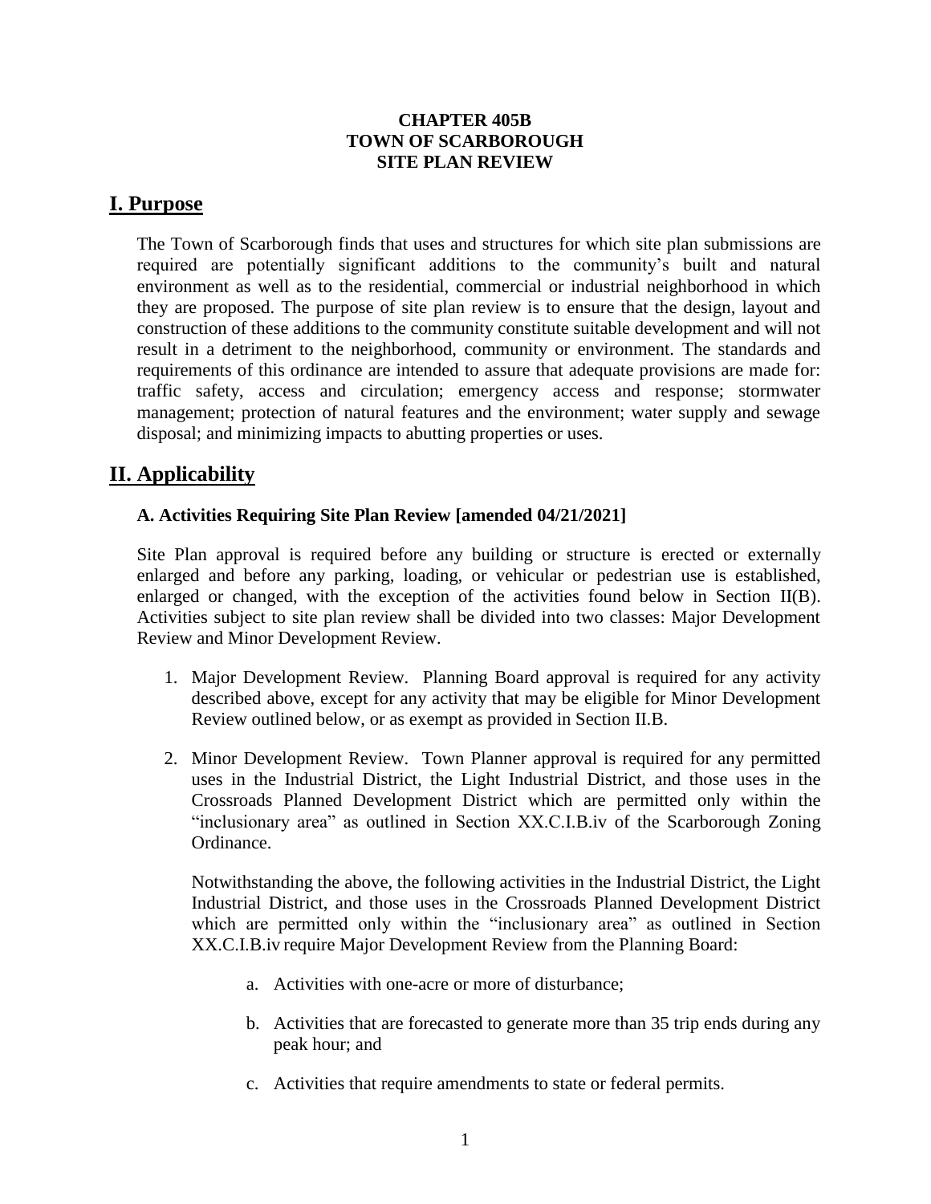**CHAPTER 405B**
**TOWN OF SCARBOROUGH**
**SITE PLAN REVIEW**

## I. Purpose

The Town of Scarborough finds that uses and structures for which site plan submissions are required are potentially significant additions to the community's built and natural environment as well as to the residential, commercial or industrial neighborhood in which they are proposed. The purpose of site plan review is to ensure that the design, layout and construction of these additions to the community constitute suitable development and will not result in a detriment to the neighborhood, community or environment. The standards and requirements of this ordinance are intended to assure that adequate provisions are made for: traffic safety, access and circulation; emergency access and response; stormwater management; protection of natural features and the environment; water supply and sewage disposal; and minimizing impacts to abutting properties or uses.

## II. Applicability

### A. Activities Requiring Site Plan Review [amended 04/21/2021]

Site Plan approval is required before any building or structure is erected or externally enlarged and before any parking, loading, or vehicular or pedestrian use is established, enlarged or changed, with the exception of the activities found below in Section II(B). Activities subject to site plan review shall be divided into two classes: Major Development Review and Minor Development Review.

1. Major Development Review. Planning Board approval is required for any activity described above, except for any activity that may be eligible for Minor Development Review outlined below, or as exempt as provided in Section II.B.

2. Minor Development Review. Town Planner approval is required for any permitted uses in the Industrial District, the Light Industrial District, and those uses in the Crossroads Planned Development District which are permitted only within the "inclusionary area" as outlined in Section XX.C.I.B.iv of the Scarborough Zoning Ordinance.

   Notwithstanding the above, the following activities in the Industrial District, the Light Industrial District, and those uses in the Crossroads Planned Development District which are permitted only within the "inclusionary area" as outlined in Section XX.C.I.B.iv require Major Development Review from the Planning Board:

   a. Activities with one-acre or more of disturbance;

   b. Activities that are forecasted to generate more than 35 trip ends during any peak hour; and

   c. Activities that require amendments to state or federal permits.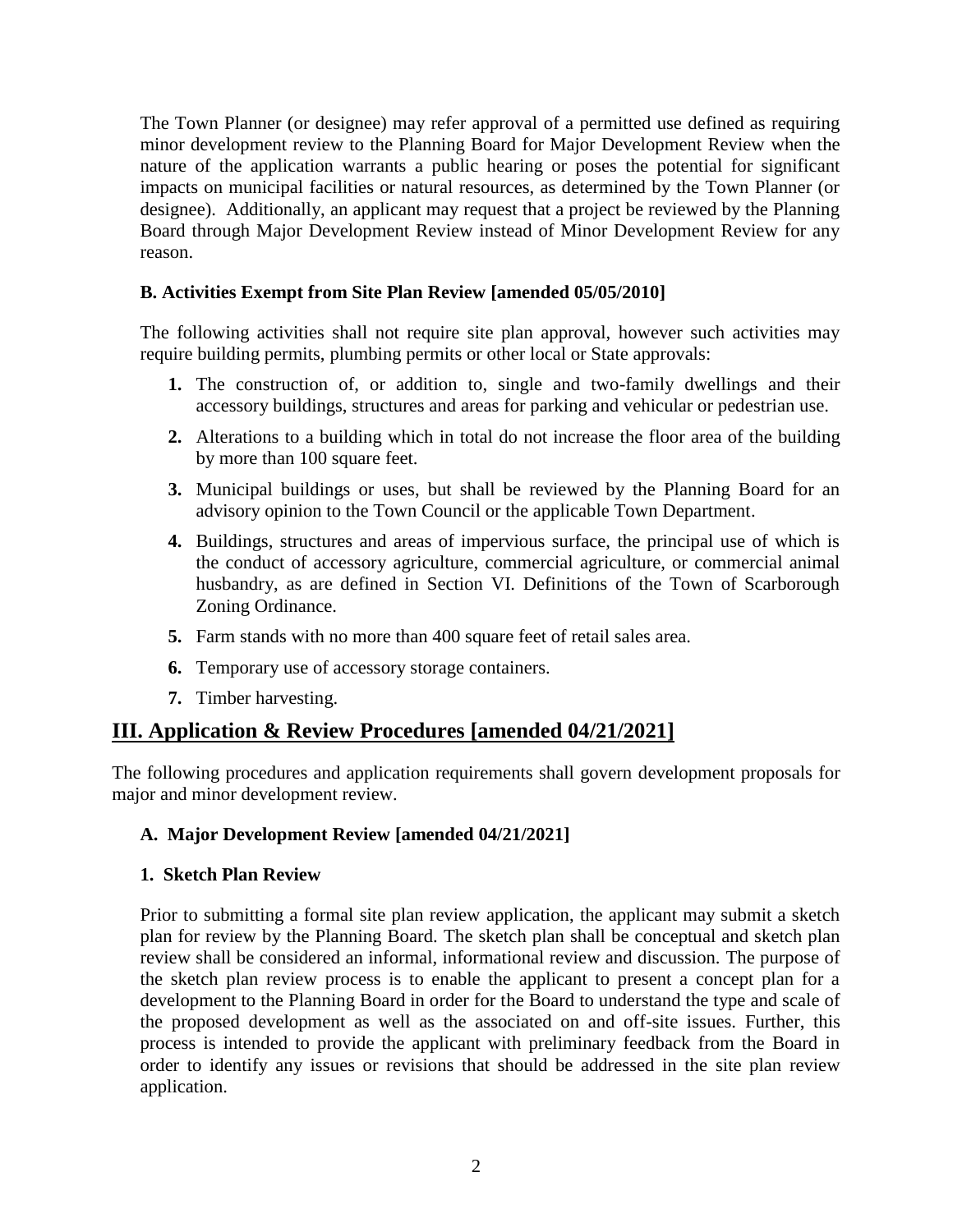The Town Planner (or designee) may refer approval of a permitted use defined as requiring minor development review to the Planning Board for Major Development Review when the nature of the application warrants a public hearing or poses the potential for significant impacts on municipal facilities or natural resources, as determined by the Town Planner (or designee). Additionally, an applicant may request that a project be reviewed by the Planning Board through Major Development Review instead of Minor Development Review for any reason.

### B. Activities Exempt from Site Plan Review [amended 05/05/2010]

The following activities shall not require site plan approval, however such activities may require building permits, plumbing permits or other local or State approvals:

1. The construction of, or addition to, single and two-family dwellings and their accessory buildings, structures and areas for parking and vehicular or pedestrian use.
2. Alterations to a building which in total do not increase the floor area of the building by more than 100 square feet.
3. Municipal buildings or uses, but shall be reviewed by the Planning Board for an advisory opinion to the Town Council or the applicable Town Department.
4. Buildings, structures and areas of impervious surface, the principal use of which is the conduct of accessory agriculture, commercial agriculture, or commercial animal husbandry, as are defined in Section VI. Definitions of the Town of Scarborough Zoning Ordinance.
5. Farm stands with no more than 400 square feet of retail sales area.
6. Temporary use of accessory storage containers.
7. Timber harvesting.

## III. Application & Review Procedures [amended 04/21/2021]

The following procedures and application requirements shall govern development proposals for major and minor development review.

### A. Major Development Review [amended 04/21/2021]

#### 1. Sketch Plan Review

Prior to submitting a formal site plan review application, the applicant may submit a sketch plan for review by the Planning Board. The sketch plan shall be conceptual and sketch plan review shall be considered an informal, informational review and discussion. The purpose of the sketch plan review process is to enable the applicant to present a concept plan for a development to the Planning Board in order for the Board to understand the type and scale of the proposed development as well as the associated on and off-site issues. Further, this process is intended to provide the applicant with preliminary feedback from the Board in order to identify any issues or revisions that should be addressed in the site plan review application.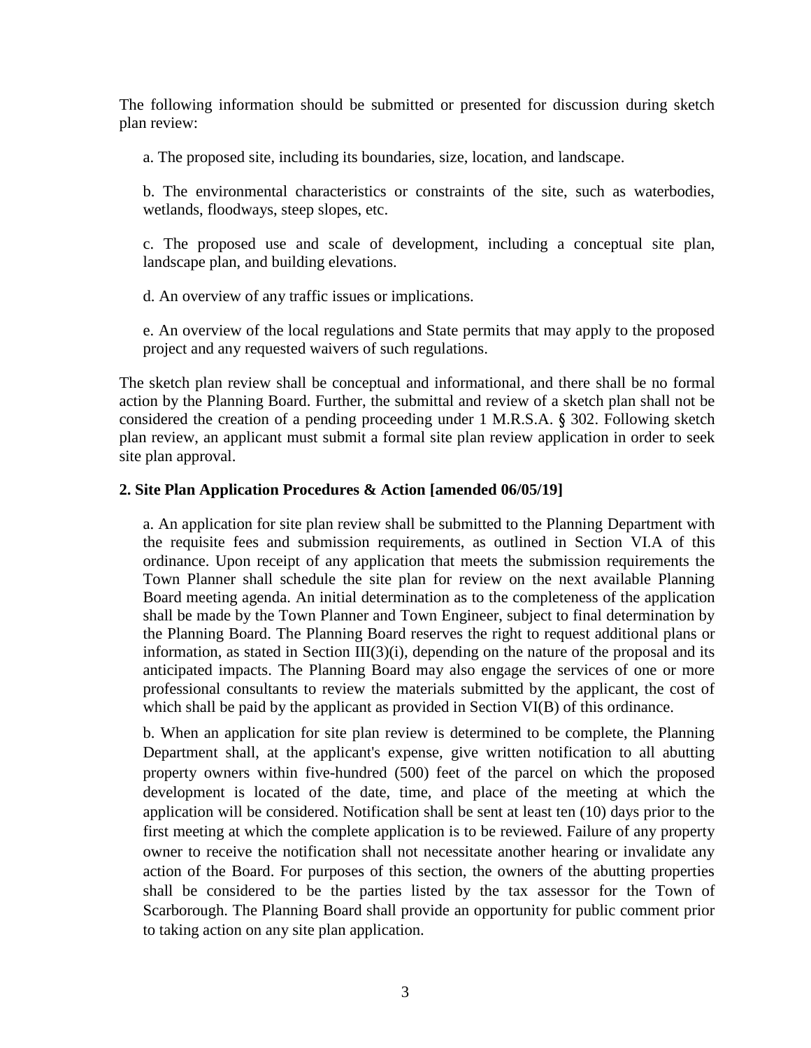The following information should be submitted or presented for discussion during sketch plan review:

a. The proposed site, including its boundaries, size, location, and landscape.

b. The environmental characteristics or constraints of the site, such as waterbodies, wetlands, floodways, steep slopes, etc.

c. The proposed use and scale of development, including a conceptual site plan, landscape plan, and building elevations.

d. An overview of any traffic issues or implications.

e. An overview of the local regulations and State permits that may apply to the proposed project and any requested waivers of such regulations.

The sketch plan review shall be conceptual and informational, and there shall be no formal action by the Planning Board. Further, the submittal and review of a sketch plan shall not be considered the creation of a pending proceeding under 1 M.R.S.A. § 302. Following sketch plan review, an applicant must submit a formal site plan review application in order to seek site plan approval.

**2. Site Plan Application Procedures & Action [amended 06/05/19]**

a. An application for site plan review shall be submitted to the Planning Department with the requisite fees and submission requirements, as outlined in Section VI.A of this ordinance. Upon receipt of any application that meets the submission requirements the Town Planner shall schedule the site plan for review on the next available Planning Board meeting agenda. An initial determination as to the completeness of the application shall be made by the Town Planner and Town Engineer, subject to final determination by the Planning Board. The Planning Board reserves the right to request additional plans or information, as stated in Section III(3)(i), depending on the nature of the proposal and its anticipated impacts. The Planning Board may also engage the services of one or more professional consultants to review the materials submitted by the applicant, the cost of which shall be paid by the applicant as provided in Section VI(B) of this ordinance.

b. When an application for site plan review is determined to be complete, the Planning Department shall, at the applicant's expense, give written notification to all abutting property owners within five-hundred (500) feet of the parcel on which the proposed development is located of the date, time, and place of the meeting at which the application will be considered. Notification shall be sent at least ten (10) days prior to the first meeting at which the complete application is to be reviewed. Failure of any property owner to receive the notification shall not necessitate another hearing or invalidate any action of the Board. For purposes of this section, the owners of the abutting properties shall be considered to be the parties listed by the tax assessor for the Town of Scarborough. The Planning Board shall provide an opportunity for public comment prior to taking action on any site plan application.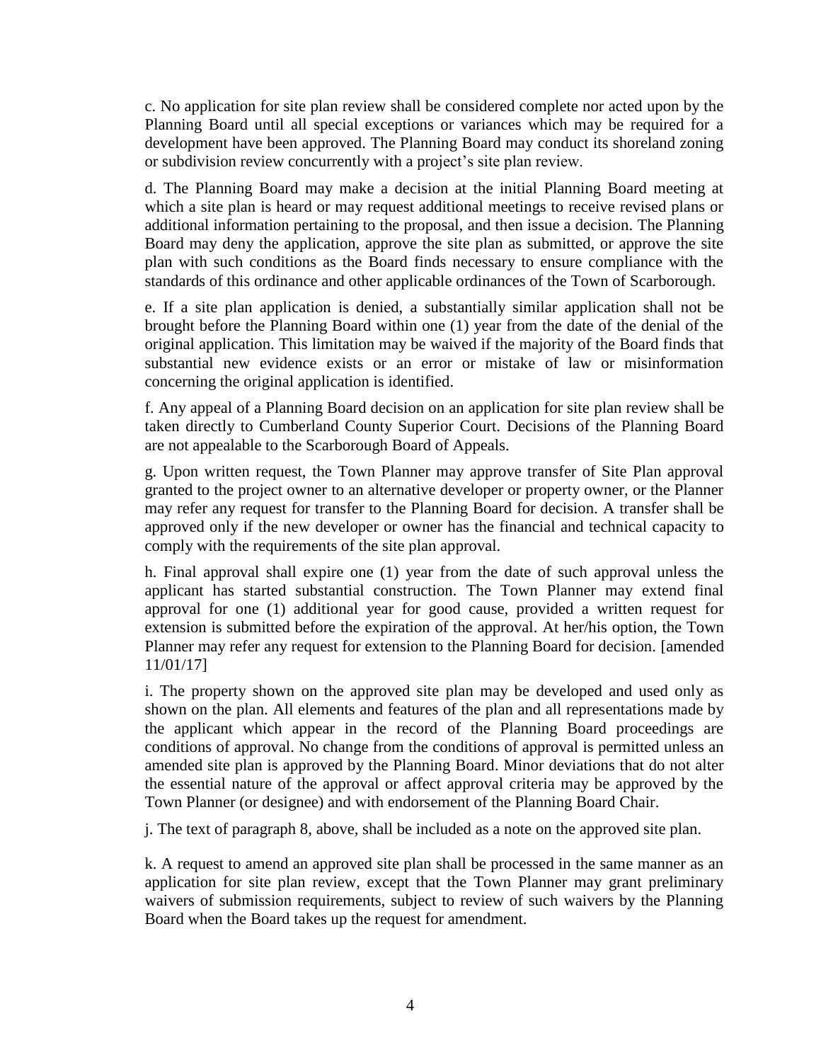c. No application for site plan review shall be considered complete nor acted upon by the Planning Board until all special exceptions or variances which may be required for a development have been approved. The Planning Board may conduct its shoreland zoning or subdivision review concurrently with a project's site plan review.

d. The Planning Board may make a decision at the initial Planning Board meeting at which a site plan is heard or may request additional meetings to receive revised plans or additional information pertaining to the proposal, and then issue a decision. The Planning Board may deny the application, approve the site plan as submitted, or approve the site plan with such conditions as the Board finds necessary to ensure compliance with the standards of this ordinance and other applicable ordinances of the Town of Scarborough.

e. If a site plan application is denied, a substantially similar application shall not be brought before the Planning Board within one (1) year from the date of the denial of the original application. This limitation may be waived if the majority of the Board finds that substantial new evidence exists or an error or mistake of law or misinformation concerning the original application is identified.

f. Any appeal of a Planning Board decision on an application for site plan review shall be taken directly to Cumberland County Superior Court. Decisions of the Planning Board are not appealable to the Scarborough Board of Appeals.

g. Upon written request, the Town Planner may approve transfer of Site Plan approval granted to the project owner to an alternative developer or property owner, or the Planner may refer any request for transfer to the Planning Board for decision. A transfer shall be approved only if the new developer or owner has the financial and technical capacity to comply with the requirements of the site plan approval.

h. Final approval shall expire one (1) year from the date of such approval unless the applicant has started substantial construction. The Town Planner may extend final approval for one (1) additional year for good cause, provided a written request for extension is submitted before the expiration of the approval. At her/his option, the Town Planner may refer any request for extension to the Planning Board for decision. [amended 11/01/17]

i. The property shown on the approved site plan may be developed and used only as shown on the plan. All elements and features of the plan and all representations made by the applicant which appear in the record of the Planning Board proceedings are conditions of approval. No change from the conditions of approval is permitted unless an amended site plan is approved by the Planning Board. Minor deviations that do not alter the essential nature of the approval or affect approval criteria may be approved by the Town Planner (or designee) and with endorsement of the Planning Board Chair.

j. The text of paragraph 8, above, shall be included as a note on the approved site plan.

k. A request to amend an approved site plan shall be processed in the same manner as an application for site plan review, except that the Town Planner may grant preliminary waivers of submission requirements, subject to review of such waivers by the Planning Board when the Board takes up the request for amendment.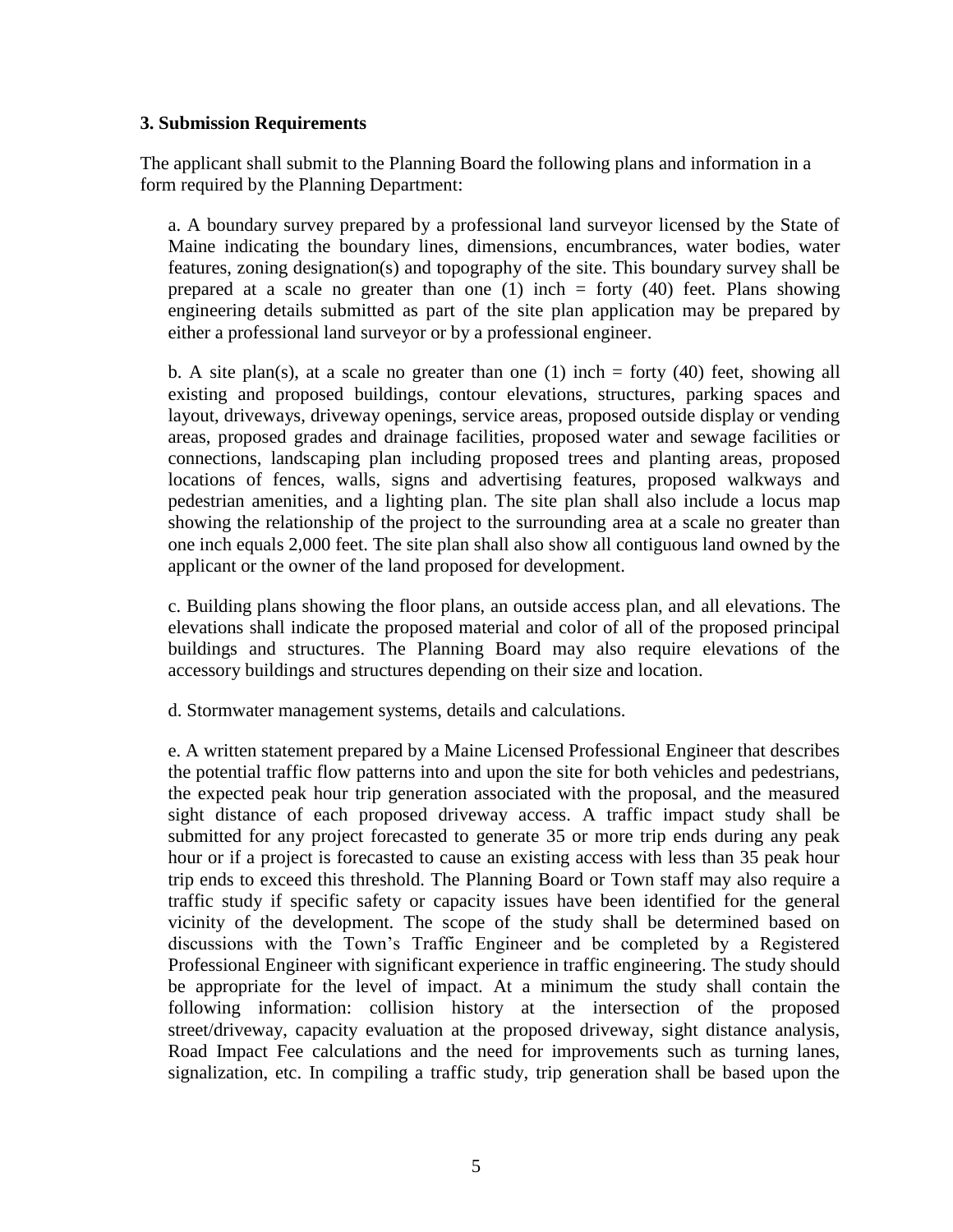### 3. Submission Requirements

The applicant shall submit to the Planning Board the following plans and information in a form required by the Planning Department:

a. A boundary survey prepared by a professional land surveyor licensed by the State of Maine indicating the boundary lines, dimensions, encumbrances, water bodies, water features, zoning designation(s) and topography of the site. This boundary survey shall be prepared at a scale no greater than one (1) inch = forty (40) feet. Plans showing engineering details submitted as part of the site plan application may be prepared by either a professional land surveyor or by a professional engineer.

b. A site plan(s), at a scale no greater than one (1) inch = forty (40) feet, showing all existing and proposed buildings, contour elevations, structures, parking spaces and layout, driveways, driveway openings, service areas, proposed outside display or vending areas, proposed grades and drainage facilities, proposed water and sewage facilities or connections, landscaping plan including proposed trees and planting areas, proposed locations of fences, walls, signs and advertising features, proposed walkways and pedestrian amenities, and a lighting plan. The site plan shall also include a locus map showing the relationship of the project to the surrounding area at a scale no greater than one inch equals 2,000 feet. The site plan shall also show all contiguous land owned by the applicant or the owner of the land proposed for development.

c. Building plans showing the floor plans, an outside access plan, and all elevations. The elevations shall indicate the proposed material and color of all of the proposed principal buildings and structures. The Planning Board may also require elevations of the accessory buildings and structures depending on their size and location.

d. Stormwater management systems, details and calculations.

e. A written statement prepared by a Maine Licensed Professional Engineer that describes the potential traffic flow patterns into and upon the site for both vehicles and pedestrians, the expected peak hour trip generation associated with the proposal, and the measured sight distance of each proposed driveway access. A traffic impact study shall be submitted for any project forecasted to generate 35 or more trip ends during any peak hour or if a project is forecasted to cause an existing access with less than 35 peak hour trip ends to exceed this threshold. The Planning Board or Town staff may also require a traffic study if specific safety or capacity issues have been identified for the general vicinity of the development. The scope of the study shall be determined based on discussions with the Town's Traffic Engineer and be completed by a Registered Professional Engineer with significant experience in traffic engineering. The study should be appropriate for the level of impact. At a minimum the study shall contain the following information: collision history at the intersection of the proposed street/driveway, capacity evaluation at the proposed driveway, sight distance analysis, Road Impact Fee calculations and the need for improvements such as turning lanes, signalization, etc. In compiling a traffic study, trip generation shall be based upon the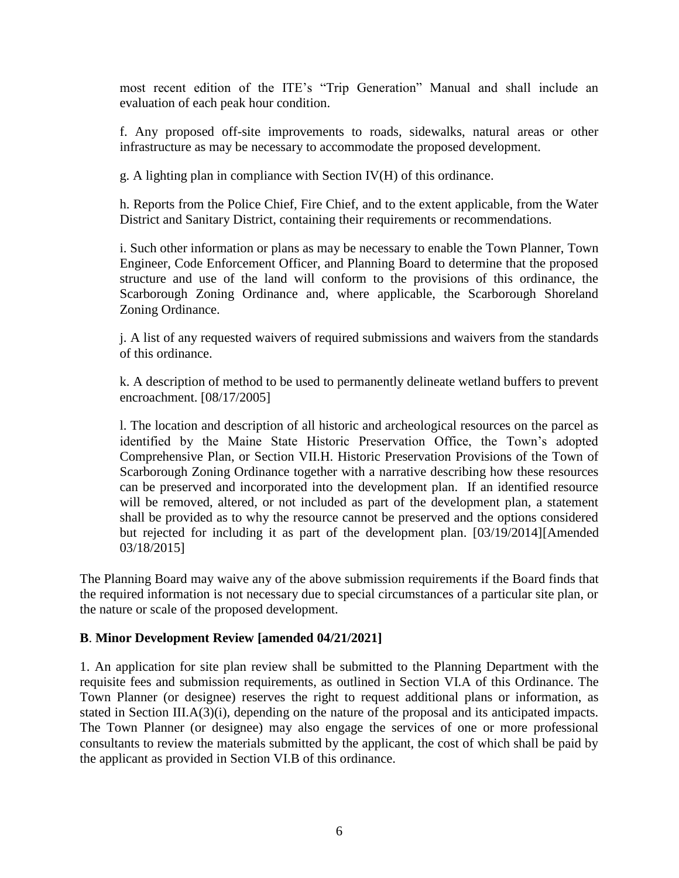most recent edition of the ITE's "Trip Generation" Manual and shall include an evaluation of each peak hour condition.

f. Any proposed off-site improvements to roads, sidewalks, natural areas or other infrastructure as may be necessary to accommodate the proposed development.

g. A lighting plan in compliance with Section IV(H) of this ordinance.

h. Reports from the Police Chief, Fire Chief, and to the extent applicable, from the Water District and Sanitary District, containing their requirements or recommendations.

i. Such other information or plans as may be necessary to enable the Town Planner, Town Engineer, Code Enforcement Officer, and Planning Board to determine that the proposed structure and use of the land will conform to the provisions of this ordinance, the Scarborough Zoning Ordinance and, where applicable, the Scarborough Shoreland Zoning Ordinance.

j. A list of any requested waivers of required submissions and waivers from the standards of this ordinance.

k. A description of method to be used to permanently delineate wetland buffers to prevent encroachment. [08/17/2005]

l. The location and description of all historic and archeological resources on the parcel as identified by the Maine State Historic Preservation Office, the Town's adopted Comprehensive Plan, or Section VII.H. Historic Preservation Provisions of the Town of Scarborough Zoning Ordinance together with a narrative describing how these resources can be preserved and incorporated into the development plan. If an identified resource will be removed, altered, or not included as part of the development plan, a statement shall be provided as to why the resource cannot be preserved and the options considered but rejected for including it as part of the development plan. [03/19/2014][Amended 03/18/2015]

The Planning Board may waive any of the above submission requirements if the Board finds that the required information is not necessary due to special circumstances of a particular site plan, or the nature or scale of the proposed development.

**B**. **Minor Development Review [amended 04/21/2021]**

1. An application for site plan review shall be submitted to the Planning Department with the requisite fees and submission requirements, as outlined in Section VI.A of this Ordinance. The Town Planner (or designee) reserves the right to request additional plans or information, as stated in Section III.A(3)(i), depending on the nature of the proposal and its anticipated impacts. The Town Planner (or designee) may also engage the services of one or more professional consultants to review the materials submitted by the applicant, the cost of which shall be paid by the applicant as provided in Section VI.B of this ordinance.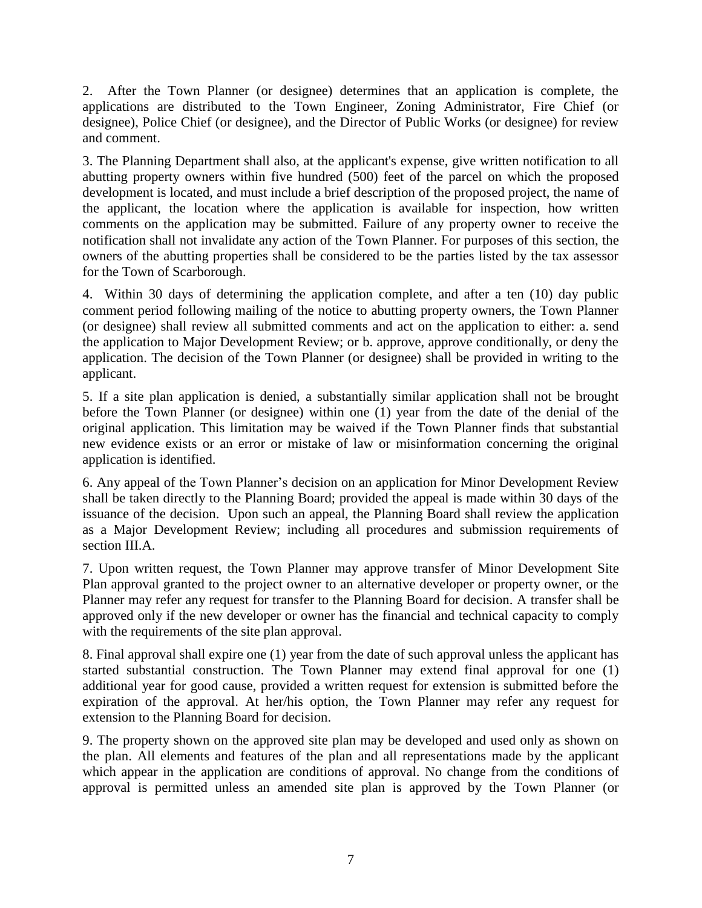2. After the Town Planner (or designee) determines that an application is complete, the applications are distributed to the Town Engineer, Zoning Administrator, Fire Chief (or designee), Police Chief (or designee), and the Director of Public Works (or designee) for review and comment.

3. The Planning Department shall also, at the applicant's expense, give written notification to all abutting property owners within five hundred (500) feet of the parcel on which the proposed development is located, and must include a brief description of the proposed project, the name of the applicant, the location where the application is available for inspection, how written comments on the application may be submitted. Failure of any property owner to receive the notification shall not invalidate any action of the Town Planner. For purposes of this section, the owners of the abutting properties shall be considered to be the parties listed by the tax assessor for the Town of Scarborough.

4. Within 30 days of determining the application complete, and after a ten (10) day public comment period following mailing of the notice to abutting property owners, the Town Planner (or designee) shall review all submitted comments and act on the application to either: a. send the application to Major Development Review; or b. approve, approve conditionally, or deny the application. The decision of the Town Planner (or designee) shall be provided in writing to the applicant.

5. If a site plan application is denied, a substantially similar application shall not be brought before the Town Planner (or designee) within one (1) year from the date of the denial of the original application. This limitation may be waived if the Town Planner finds that substantial new evidence exists or an error or mistake of law or misinformation concerning the original application is identified.

6. Any appeal of the Town Planner's decision on an application for Minor Development Review shall be taken directly to the Planning Board; provided the appeal is made within 30 days of the issuance of the decision. Upon such an appeal, the Planning Board shall review the application as a Major Development Review; including all procedures and submission requirements of section III.A.

7. Upon written request, the Town Planner may approve transfer of Minor Development Site Plan approval granted to the project owner to an alternative developer or property owner, or the Planner may refer any request for transfer to the Planning Board for decision. A transfer shall be approved only if the new developer or owner has the financial and technical capacity to comply with the requirements of the site plan approval.

8. Final approval shall expire one (1) year from the date of such approval unless the applicant has started substantial construction. The Town Planner may extend final approval for one (1) additional year for good cause, provided a written request for extension is submitted before the expiration of the approval. At her/his option, the Town Planner may refer any request for extension to the Planning Board for decision.

9. The property shown on the approved site plan may be developed and used only as shown on the plan. All elements and features of the plan and all representations made by the applicant which appear in the application are conditions of approval. No change from the conditions of approval is permitted unless an amended site plan is approved by the Town Planner (or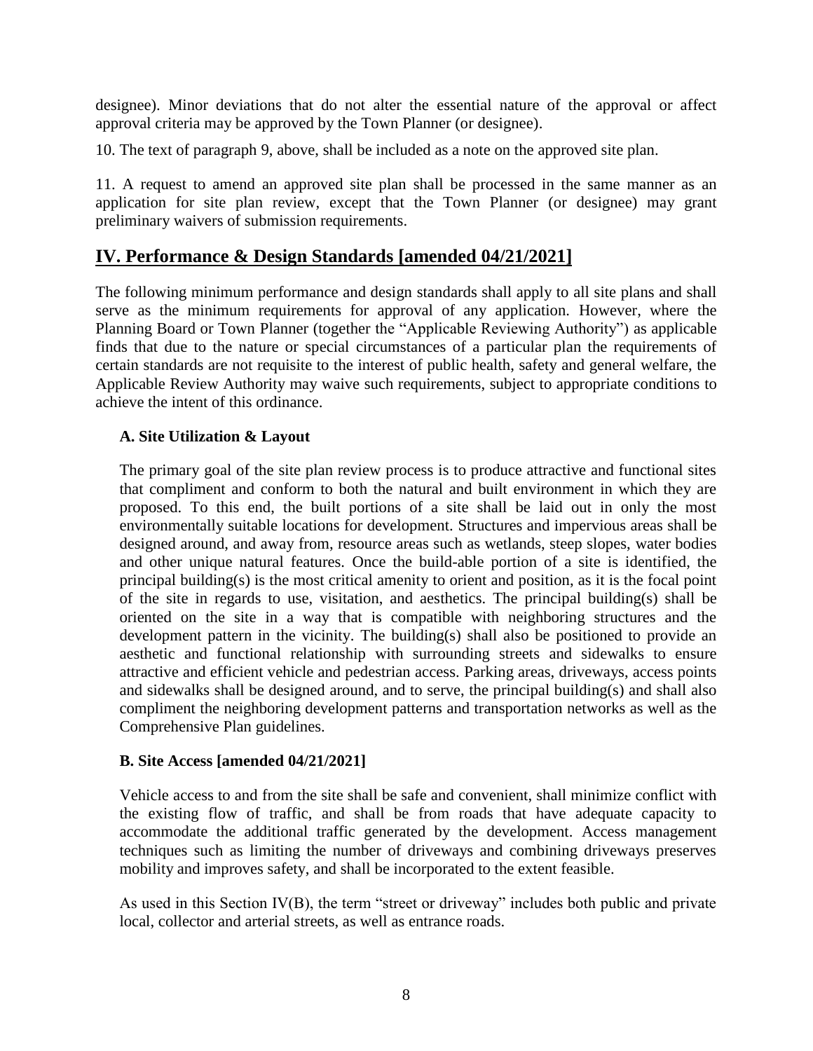designee). Minor deviations that do not alter the essential nature of the approval or affect approval criteria may be approved by the Town Planner (or designee).

10. The text of paragraph 9, above, shall be included as a note on the approved site plan.

11. A request to amend an approved site plan shall be processed in the same manner as an application for site plan review, except that the Town Planner (or designee) may grant preliminary waivers of submission requirements.

## IV. Performance & Design Standards [amended 04/21/2021]

The following minimum performance and design standards shall apply to all site plans and shall serve as the minimum requirements for approval of any application. However, where the Planning Board or Town Planner (together the "Applicable Reviewing Authority") as applicable finds that due to the nature or special circumstances of a particular plan the requirements of certain standards are not requisite to the interest of public health, safety and general welfare, the Applicable Review Authority may waive such requirements, subject to appropriate conditions to achieve the intent of this ordinance.

### A. Site Utilization & Layout

The primary goal of the site plan review process is to produce attractive and functional sites that compliment and conform to both the natural and built environment in which they are proposed. To this end, the built portions of a site shall be laid out in only the most environmentally suitable locations for development. Structures and impervious areas shall be designed around, and away from, resource areas such as wetlands, steep slopes, water bodies and other unique natural features. Once the build-able portion of a site is identified, the principal building(s) is the most critical amenity to orient and position, as it is the focal point of the site in regards to use, visitation, and aesthetics. The principal building(s) shall be oriented on the site in a way that is compatible with neighboring structures and the development pattern in the vicinity. The building(s) shall also be positioned to provide an aesthetic and functional relationship with surrounding streets and sidewalks to ensure attractive and efficient vehicle and pedestrian access. Parking areas, driveways, access points and sidewalks shall be designed around, and to serve, the principal building(s) and shall also compliment the neighboring development patterns and transportation networks as well as the Comprehensive Plan guidelines.

### B. Site Access [amended 04/21/2021]

Vehicle access to and from the site shall be safe and convenient, shall minimize conflict with the existing flow of traffic, and shall be from roads that have adequate capacity to accommodate the additional traffic generated by the development. Access management techniques such as limiting the number of driveways and combining driveways preserves mobility and improves safety, and shall be incorporated to the extent feasible.

As used in this Section IV(B), the term "street or driveway" includes both public and private local, collector and arterial streets, as well as entrance roads.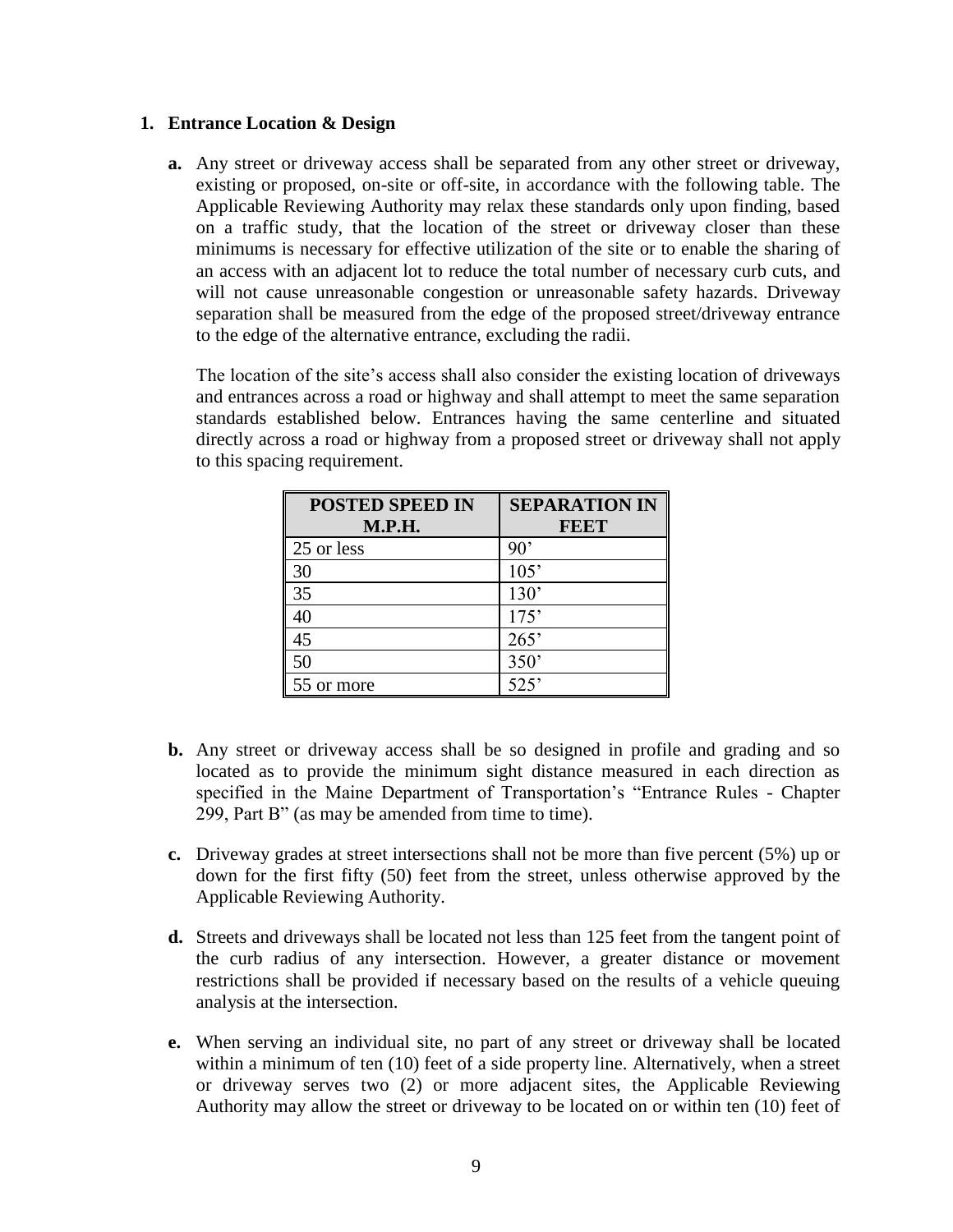**1. Entrance Location & Design**

**a.** Any street or driveway access shall be separated from any other street or driveway, existing or proposed, on-site or off-site, in accordance with the following table. The Applicable Reviewing Authority may relax these standards only upon finding, based on a traffic study, that the location of the street or driveway closer than these minimums is necessary for effective utilization of the site or to enable the sharing of an access with an adjacent lot to reduce the total number of necessary curb cuts, and will not cause unreasonable congestion or unreasonable safety hazards. Driveway separation shall be measured from the edge of the proposed street/driveway entrance to the edge of the alternative entrance, excluding the radii.

The location of the site's access shall also consider the existing location of driveways and entrances across a road or highway and shall attempt to meet the same separation standards established below. Entrances having the same centerline and situated directly across a road or highway from a proposed street or driveway shall not apply to this spacing requirement.

| POSTED SPEED IN M.P.H. | SEPARATION IN FEET |
|---|---|
| 25 or less | 90' |
| 30 | 105' |
| 35 | 130' |
| 40 | 175' |
| 45 | 265' |
| 50 | 350' |
| 55 or more | 525' |

**b.** Any street or driveway access shall be so designed in profile and grading and so located as to provide the minimum sight distance measured in each direction as specified in the Maine Department of Transportation's "Entrance Rules - Chapter 299, Part B" (as may be amended from time to time).

**c.** Driveway grades at street intersections shall not be more than five percent (5%) up or down for the first fifty (50) feet from the street, unless otherwise approved by the Applicable Reviewing Authority.

**d.** Streets and driveways shall be located not less than 125 feet from the tangent point of the curb radius of any intersection. However, a greater distance or movement restrictions shall be provided if necessary based on the results of a vehicle queuing analysis at the intersection.

**e.** When serving an individual site, no part of any street or driveway shall be located within a minimum of ten (10) feet of a side property line. Alternatively, when a street or driveway serves two (2) or more adjacent sites, the Applicable Reviewing Authority may allow the street or driveway to be located on or within ten (10) feet of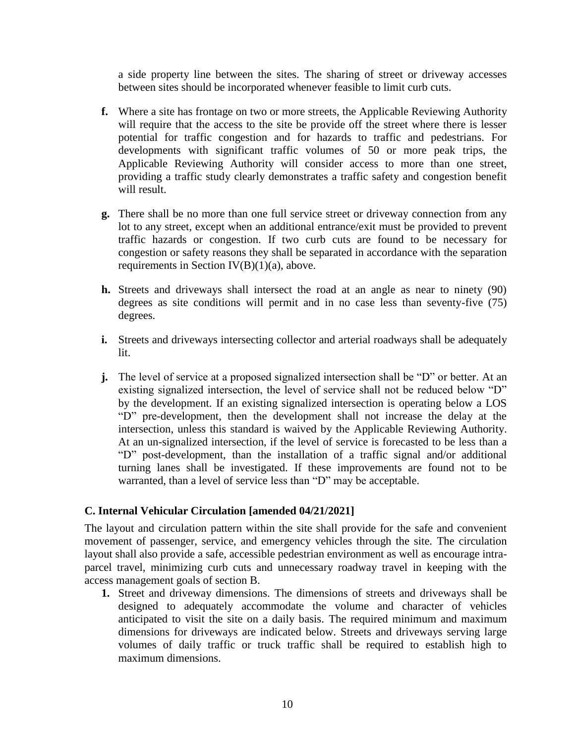a side property line between the sites. The sharing of street or driveway accesses between sites should be incorporated whenever feasible to limit curb cuts.

**f.** Where a site has frontage on two or more streets, the Applicable Reviewing Authority will require that the access to the site be provide off the street where there is lesser potential for traffic congestion and for hazards to traffic and pedestrians. For developments with significant traffic volumes of 50 or more peak trips, the Applicable Reviewing Authority will consider access to more than one street, providing a traffic study clearly demonstrates a traffic safety and congestion benefit will result.

**g.** There shall be no more than one full service street or driveway connection from any lot to any street, except when an additional entrance/exit must be provided to prevent traffic hazards or congestion. If two curb cuts are found to be necessary for congestion or safety reasons they shall be separated in accordance with the separation requirements in Section IV(B)(1)(a), above.

**h.** Streets and driveways shall intersect the road at an angle as near to ninety (90) degrees as site conditions will permit and in no case less than seventy-five (75) degrees.

**i.** Streets and driveways intersecting collector and arterial roadways shall be adequately lit.

**j.** The level of service at a proposed signalized intersection shall be "D" or better. At an existing signalized intersection, the level of service shall not be reduced below "D" by the development. If an existing signalized intersection is operating below a LOS "D" pre-development, then the development shall not increase the delay at the intersection, unless this standard is waived by the Applicable Reviewing Authority. At an un-signalized intersection, if the level of service is forecasted to be less than a "D" post-development, than the installation of a traffic signal and/or additional turning lanes shall be investigated. If these improvements are found not to be warranted, than a level of service less than "D" may be acceptable.

### C. Internal Vehicular Circulation [amended 04/21/2021]

The layout and circulation pattern within the site shall provide for the safe and convenient movement of passenger, service, and emergency vehicles through the site. The circulation layout shall also provide a safe, accessible pedestrian environment as well as encourage intra-parcel travel, minimizing curb cuts and unnecessary roadway travel in keeping with the access management goals of section B.

1. Street and driveway dimensions. The dimensions of streets and driveways shall be designed to adequately accommodate the volume and character of vehicles anticipated to visit the site on a daily basis. The required minimum and maximum dimensions for driveways are indicated below. Streets and driveways serving large volumes of daily traffic or truck traffic shall be required to establish high to maximum dimensions.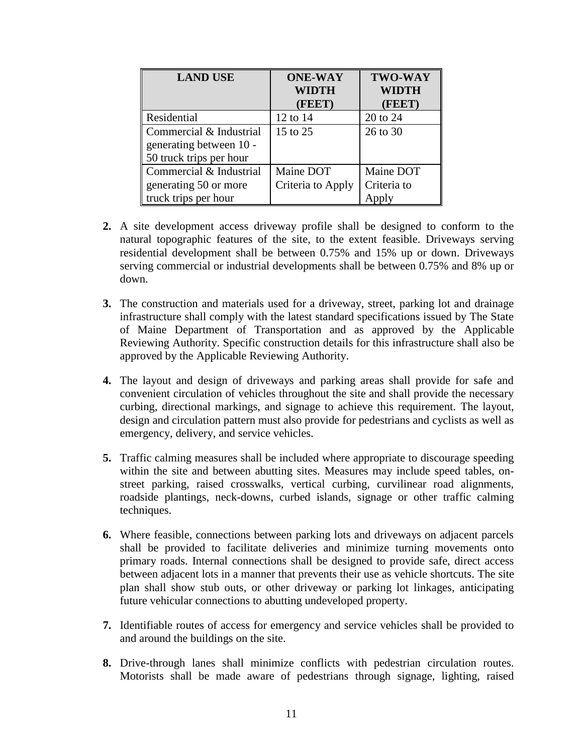| LAND USE | ONE-WAY WIDTH (FEET) | TWO-WAY WIDTH (FEET) |
|---|---|---|
| Residential | 12 to 14 | 20 to 24 |
| Commercial & Industrial generating between 10 - 50 truck trips per hour | 15 to 25 | 26 to 30 |
| Commercial & Industrial generating 50 or more truck trips per hour | Maine DOT Criteria to Apply | Maine DOT Criteria to Apply |

**2.** A site development access driveway profile shall be designed to conform to the natural topographic features of the site, to the extent feasible. Driveways serving residential development shall be between 0.75% and 15% up or down. Driveways serving commercial or industrial developments shall be between 0.75% and 8% up or down.

**3.** The construction and materials used for a driveway, street, parking lot and drainage infrastructure shall comply with the latest standard specifications issued by The State of Maine Department of Transportation and as approved by the Applicable Reviewing Authority. Specific construction details for this infrastructure shall also be approved by the Applicable Reviewing Authority.

**4.** The layout and design of driveways and parking areas shall provide for safe and convenient circulation of vehicles throughout the site and shall provide the necessary curbing, directional markings, and signage to achieve this requirement. The layout, design and circulation pattern must also provide for pedestrians and cyclists as well as emergency, delivery, and service vehicles.

**5.** Traffic calming measures shall be included where appropriate to discourage speeding within the site and between abutting sites. Measures may include speed tables, on-street parking, raised crosswalks, vertical curbing, curvilinear road alignments, roadside plantings, neck-downs, curbed islands, signage or other traffic calming techniques.

**6.** Where feasible, connections between parking lots and driveways on adjacent parcels shall be provided to facilitate deliveries and minimize turning movements onto primary roads. Internal connections shall be designed to provide safe, direct access between adjacent lots in a manner that prevents their use as vehicle shortcuts. The site plan shall show stub outs, or other driveway or parking lot linkages, anticipating future vehicular connections to abutting undeveloped property.

**7.** Identifiable routes of access for emergency and service vehicles shall be provided to and around the buildings on the site.

**8.** Drive-through lanes shall minimize conflicts with pedestrian circulation routes. Motorists shall be made aware of pedestrians through signage, lighting, raised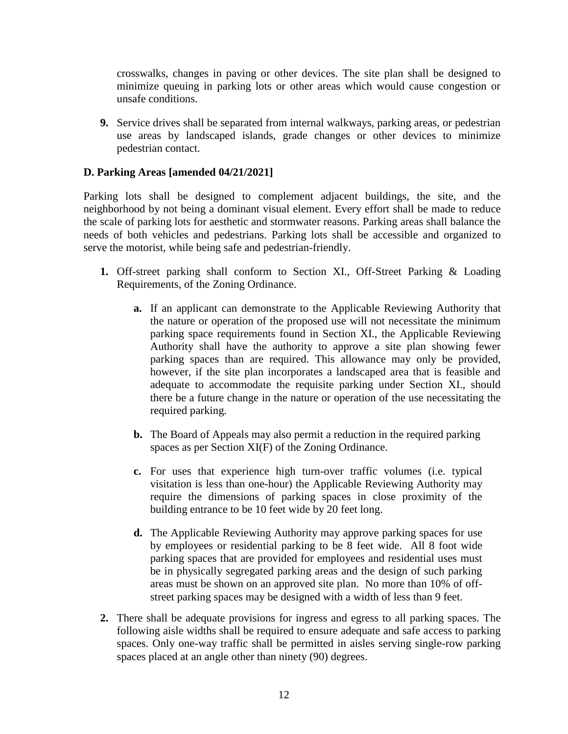crosswalks, changes in paving or other devices. The site plan shall be designed to minimize queuing in parking lots or other areas which would cause congestion or unsafe conditions.

**9.** Service drives shall be separated from internal walkways, parking areas, or pedestrian use areas by landscaped islands, grade changes or other devices to minimize pedestrian contact.

### D. Parking Areas [amended 04/21/2021]

Parking lots shall be designed to complement adjacent buildings, the site, and the neighborhood by not being a dominant visual element. Every effort shall be made to reduce the scale of parking lots for aesthetic and stormwater reasons. Parking areas shall balance the needs of both vehicles and pedestrians. Parking lots shall be accessible and organized to serve the motorist, while being safe and pedestrian-friendly.

**1.** Off-street parking shall conform to Section XI., Off-Street Parking & Loading Requirements, of the Zoning Ordinance.

- **a.** If an applicant can demonstrate to the Applicable Reviewing Authority that the nature or operation of the proposed use will not necessitate the minimum parking space requirements found in Section XI., the Applicable Reviewing Authority shall have the authority to approve a site plan showing fewer parking spaces than are required. This allowance may only be provided, however, if the site plan incorporates a landscaped area that is feasible and adequate to accommodate the requisite parking under Section XI., should there be a future change in the nature or operation of the use necessitating the required parking.

- **b.** The Board of Appeals may also permit a reduction in the required parking spaces as per Section XI(F) of the Zoning Ordinance.

- **c.** For uses that experience high turn-over traffic volumes (i.e. typical visitation is less than one-hour) the Applicable Reviewing Authority may require the dimensions of parking spaces in close proximity of the building entrance to be 10 feet wide by 20 feet long.

- **d.** The Applicable Reviewing Authority may approve parking spaces for use by employees or residential parking to be 8 feet wide. All 8 foot wide parking spaces that are provided for employees and residential uses must be in physically segregated parking areas and the design of such parking areas must be shown on an approved site plan. No more than 10% of off-street parking spaces may be designed with a width of less than 9 feet.

**2.** There shall be adequate provisions for ingress and egress to all parking spaces. The following aisle widths shall be required to ensure adequate and safe access to parking spaces. Only one-way traffic shall be permitted in aisles serving single-row parking spaces placed at an angle other than ninety (90) degrees.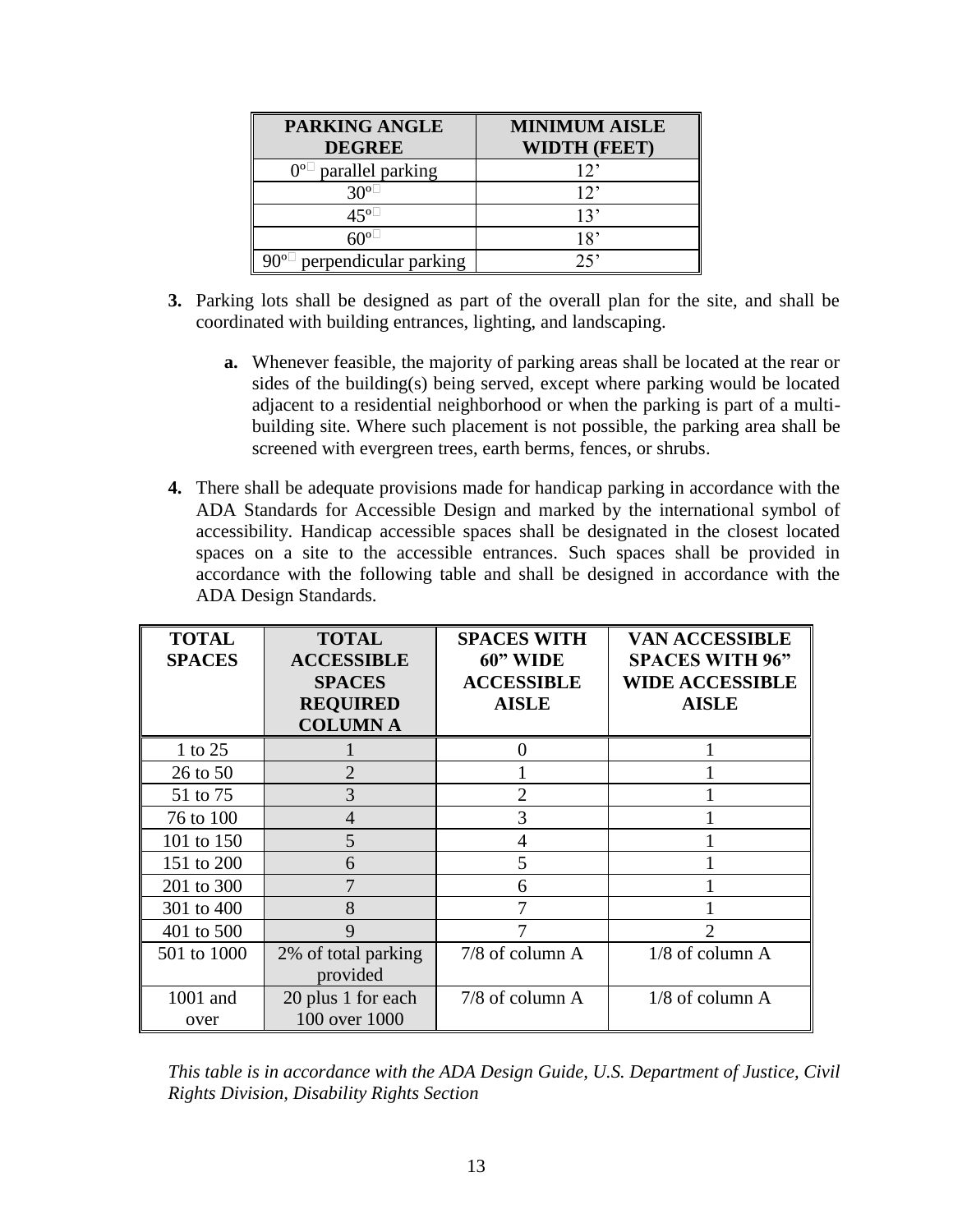| PARKING ANGLE DEGREE | MINIMUM AISLE WIDTH (FEET) |
|---|---|
| 0° parallel parking | 12’ |
| 30° | 12’ |
| 45° | 13’ |
| 60° | 18’ |
| 90° perpendicular parking | 25’ |

**3.** Parking lots shall be designed as part of the overall plan for the site, and shall be coordinated with building entrances, lighting, and landscaping.

   **a.** Whenever feasible, the majority of parking areas shall be located at the rear or sides of the building(s) being served, except where parking would be located adjacent to a residential neighborhood or when the parking is part of a multi-building site. Where such placement is not possible, the parking area shall be screened with evergreen trees, earth berms, fences, or shrubs.

**4.** There shall be adequate provisions made for handicap parking in accordance with the ADA Standards for Accessible Design and marked by the international symbol of accessibility. Handicap accessible spaces shall be designated in the closest located spaces on a site to the accessible entrances. Such spaces shall be provided in accordance with the following table and shall be designed in accordance with the ADA Design Standards.

| TOTAL SPACES | TOTAL ACCESSIBLE SPACES REQUIRED COLUMN A | SPACES WITH 60” WIDE ACCESSIBLE AISLE | VAN ACCESSIBLE SPACES WITH 96” WIDE ACCESSIBLE AISLE |
|---|---|---|---|
| 1 to 25 | 1 | 0 | 1 |
| 26 to 50 | 2 | 1 | 1 |
| 51 to 75 | 3 | 2 | 1 |
| 76 to 100 | 4 | 3 | 1 |
| 101 to 150 | 5 | 4 | 1 |
| 151 to 200 | 6 | 5 | 1 |
| 201 to 300 | 7 | 6 | 1 |
| 301 to 400 | 8 | 7 | 1 |
| 401 to 500 | 9 | 7 | 2 |
| 501 to 1000 | 2% of total parking provided | 7/8 of column A | 1/8 of column A |
| 1001 and over | 20 plus 1 for each 100 over 1000 | 7/8 of column A | 1/8 of column A |

*This table is in accordance with the ADA Design Guide, U.S. Department of Justice, Civil Rights Division, Disability Rights Section*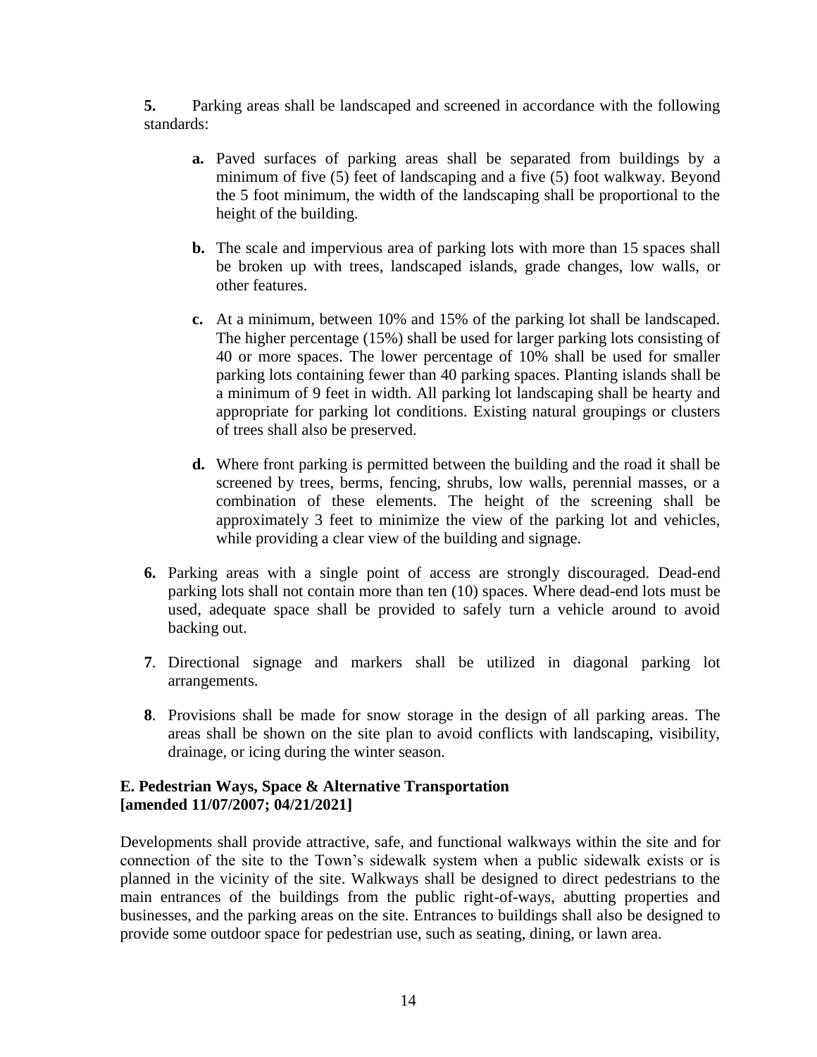**5.** Parking areas shall be landscaped and screened in accordance with the following standards:

- **a.** Paved surfaces of parking areas shall be separated from buildings by a minimum of five (5) feet of landscaping and a five (5) foot walkway. Beyond the 5 foot minimum, the width of the landscaping shall be proportional to the height of the building.

- **b.** The scale and impervious area of parking lots with more than 15 spaces shall be broken up with trees, landscaped islands, grade changes, low walls, or other features.

- **c.** At a minimum, between 10% and 15% of the parking lot shall be landscaped. The higher percentage (15%) shall be used for larger parking lots consisting of 40 or more spaces. The lower percentage of 10% shall be used for smaller parking lots containing fewer than 40 parking spaces. Planting islands shall be a minimum of 9 feet in width. All parking lot landscaping shall be hearty and appropriate for parking lot conditions. Existing natural groupings or clusters of trees shall also be preserved.

- **d.** Where front parking is permitted between the building and the road it shall be screened by trees, berms, fencing, shrubs, low walls, perennial masses, or a combination of these elements. The height of the screening shall be approximately 3 feet to minimize the view of the parking lot and vehicles, while providing a clear view of the building and signage.

**6.** Parking areas with a single point of access are strongly discouraged. Dead-end parking lots shall not contain more than ten (10) spaces. Where dead-end lots must be used, adequate space shall be provided to safely turn a vehicle around to avoid backing out.

**7**. Directional signage and markers shall be utilized in diagonal parking lot arrangements.

**8**. Provisions shall be made for snow storage in the design of all parking areas. The areas shall be shown on the site plan to avoid conflicts with landscaping, visibility, drainage, or icing during the winter season.

### E. Pedestrian Ways, Space & Alternative Transportation [amended 11/07/2007; 04/21/2021]

Developments shall provide attractive, safe, and functional walkways within the site and for connection of the site to the Town's sidewalk system when a public sidewalk exists or is planned in the vicinity of the site. Walkways shall be designed to direct pedestrians to the main entrances of the buildings from the public right-of-ways, abutting properties and businesses, and the parking areas on the site. Entrances to buildings shall also be designed to provide some outdoor space for pedestrian use, such as seating, dining, or lawn area.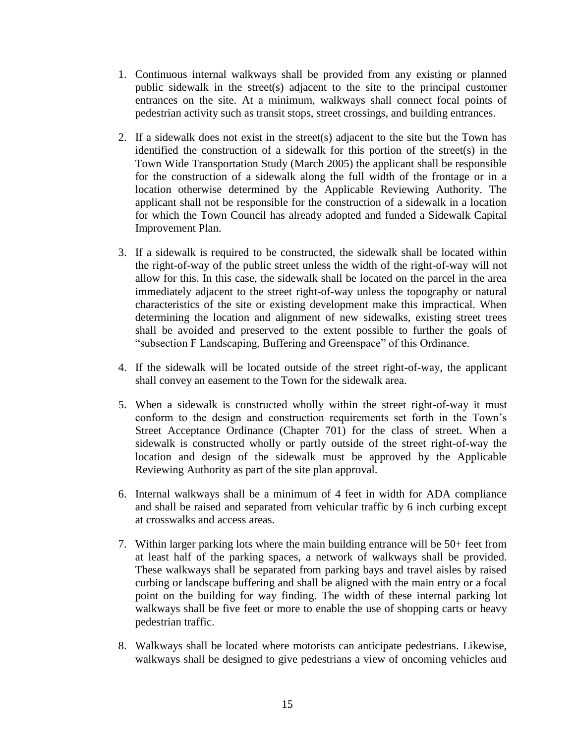1. Continuous internal walkways shall be provided from any existing or planned public sidewalk in the street(s) adjacent to the site to the principal customer entrances on the site. At a minimum, walkways shall connect focal points of pedestrian activity such as transit stops, street crossings, and building entrances.

2. If a sidewalk does not exist in the street(s) adjacent to the site but the Town has identified the construction of a sidewalk for this portion of the street(s) in the Town Wide Transportation Study (March 2005) the applicant shall be responsible for the construction of a sidewalk along the full width of the frontage or in a location otherwise determined by the Applicable Reviewing Authority. The applicant shall not be responsible for the construction of a sidewalk in a location for which the Town Council has already adopted and funded a Sidewalk Capital Improvement Plan.

3. If a sidewalk is required to be constructed, the sidewalk shall be located within the right-of-way of the public street unless the width of the right-of-way will not allow for this. In this case, the sidewalk shall be located on the parcel in the area immediately adjacent to the street right-of-way unless the topography or natural characteristics of the site or existing development make this impractical. When determining the location and alignment of new sidewalks, existing street trees shall be avoided and preserved to the extent possible to further the goals of "subsection F Landscaping, Buffering and Greenspace" of this Ordinance.

4. If the sidewalk will be located outside of the street right-of-way, the applicant shall convey an easement to the Town for the sidewalk area.

5. When a sidewalk is constructed wholly within the street right-of-way it must conform to the design and construction requirements set forth in the Town's Street Acceptance Ordinance (Chapter 701) for the class of street. When a sidewalk is constructed wholly or partly outside of the street right-of-way the location and design of the sidewalk must be approved by the Applicable Reviewing Authority as part of the site plan approval.

6. Internal walkways shall be a minimum of 4 feet in width for ADA compliance and shall be raised and separated from vehicular traffic by 6 inch curbing except at crosswalks and access areas.

7. Within larger parking lots where the main building entrance will be 50+ feet from at least half of the parking spaces, a network of walkways shall be provided. These walkways shall be separated from parking bays and travel aisles by raised curbing or landscape buffering and shall be aligned with the main entry or a focal point on the building for way finding. The width of these internal parking lot walkways shall be five feet or more to enable the use of shopping carts or heavy pedestrian traffic.

8. Walkways shall be located where motorists can anticipate pedestrians. Likewise, walkways shall be designed to give pedestrians a view of oncoming vehicles and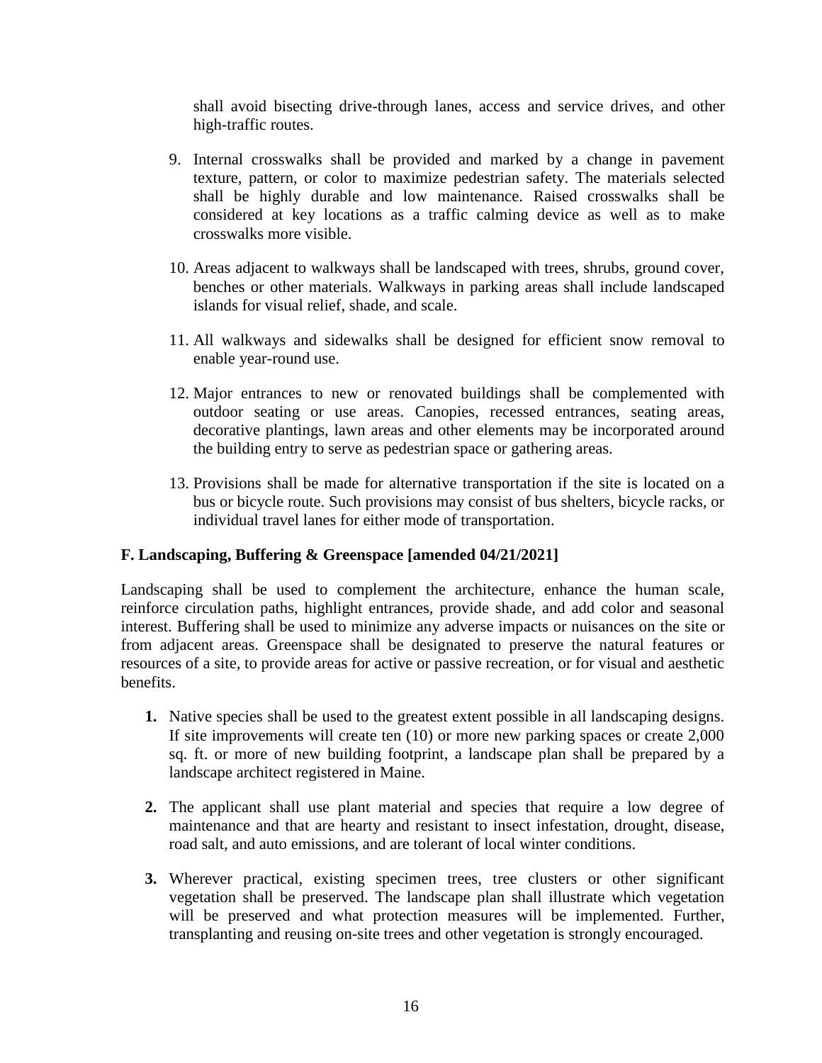shall avoid bisecting drive-through lanes, access and service drives, and other high-traffic routes.

9. Internal crosswalks shall be provided and marked by a change in pavement texture, pattern, or color to maximize pedestrian safety. The materials selected shall be highly durable and low maintenance. Raised crosswalks shall be considered at key locations as a traffic calming device as well as to make crosswalks more visible.

10. Areas adjacent to walkways shall be landscaped with trees, shrubs, ground cover, benches or other materials. Walkways in parking areas shall include landscaped islands for visual relief, shade, and scale.

11. All walkways and sidewalks shall be designed for efficient snow removal to enable year-round use.

12. Major entrances to new or renovated buildings shall be complemented with outdoor seating or use areas. Canopies, recessed entrances, seating areas, decorative plantings, lawn areas and other elements may be incorporated around the building entry to serve as pedestrian space or gathering areas.

13. Provisions shall be made for alternative transportation if the site is located on a bus or bicycle route. Such provisions may consist of bus shelters, bicycle racks, or individual travel lanes for either mode of transportation.

**F. Landscaping, Buffering & Greenspace [amended 04/21/2021]**

Landscaping shall be used to complement the architecture, enhance the human scale, reinforce circulation paths, highlight entrances, provide shade, and add color and seasonal interest. Buffering shall be used to minimize any adverse impacts or nuisances on the site or from adjacent areas. Greenspace shall be designated to preserve the natural features or resources of a site, to provide areas for active or passive recreation, or for visual and aesthetic benefits.

**1.** Native species shall be used to the greatest extent possible in all landscaping designs. If site improvements will create ten (10) or more new parking spaces or create 2,000 sq. ft. or more of new building footprint, a landscape plan shall be prepared by a landscape architect registered in Maine.

**2.** The applicant shall use plant material and species that require a low degree of maintenance and that are hearty and resistant to insect infestation, drought, disease, road salt, and auto emissions, and are tolerant of local winter conditions.

**3.** Wherever practical, existing specimen trees, tree clusters or other significant vegetation shall be preserved. The landscape plan shall illustrate which vegetation will be preserved and what protection measures will be implemented. Further, transplanting and reusing on-site trees and other vegetation is strongly encouraged.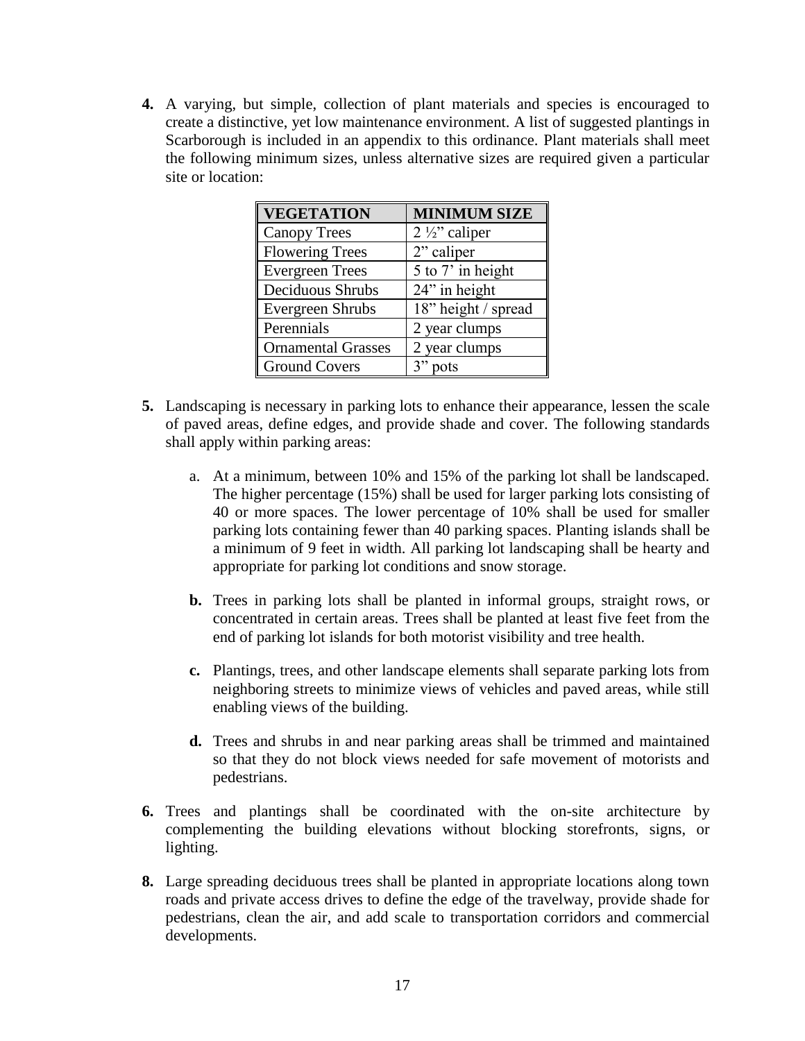**4.** A varying, but simple, collection of plant materials and species is encouraged to create a distinctive, yet low maintenance environment. A list of suggested plantings in Scarborough is included in an appendix to this ordinance. Plant materials shall meet the following minimum sizes, unless alternative sizes are required given a particular site or location:

| VEGETATION | MINIMUM SIZE |
|---|---|
| Canopy Trees | 2 ½" caliper |
| Flowering Trees | 2" caliper |
| Evergreen Trees | 5 to 7' in height |
| Deciduous Shrubs | 24" in height |
| Evergreen Shrubs | 18" height / spread |
| Perennials | 2 year clumps |
| Ornamental Grasses | 2 year clumps |
| Ground Covers | 3" pots |

**5.** Landscaping is necessary in parking lots to enhance their appearance, lessen the scale of paved areas, define edges, and provide shade and cover. The following standards shall apply within parking areas:

a. At a minimum, between 10% and 15% of the parking lot shall be landscaped. The higher percentage (15%) shall be used for larger parking lots consisting of 40 or more spaces. The lower percentage of 10% shall be used for smaller parking lots containing fewer than 40 parking spaces. Planting islands shall be a minimum of 9 feet in width. All parking lot landscaping shall be hearty and appropriate for parking lot conditions and snow storage.

**b.** Trees in parking lots shall be planted in informal groups, straight rows, or concentrated in certain areas. Trees shall be planted at least five feet from the end of parking lot islands for both motorist visibility and tree health.

**c.** Plantings, trees, and other landscape elements shall separate parking lots from neighboring streets to minimize views of vehicles and paved areas, while still enabling views of the building.

**d.** Trees and shrubs in and near parking areas shall be trimmed and maintained so that they do not block views needed for safe movement of motorists and pedestrians.

**6.** Trees and plantings shall be coordinated with the on-site architecture by complementing the building elevations without blocking storefronts, signs, or lighting.

**8.** Large spreading deciduous trees shall be planted in appropriate locations along town roads and private access drives to define the edge of the travelway, provide shade for pedestrians, clean the air, and add scale to transportation corridors and commercial developments.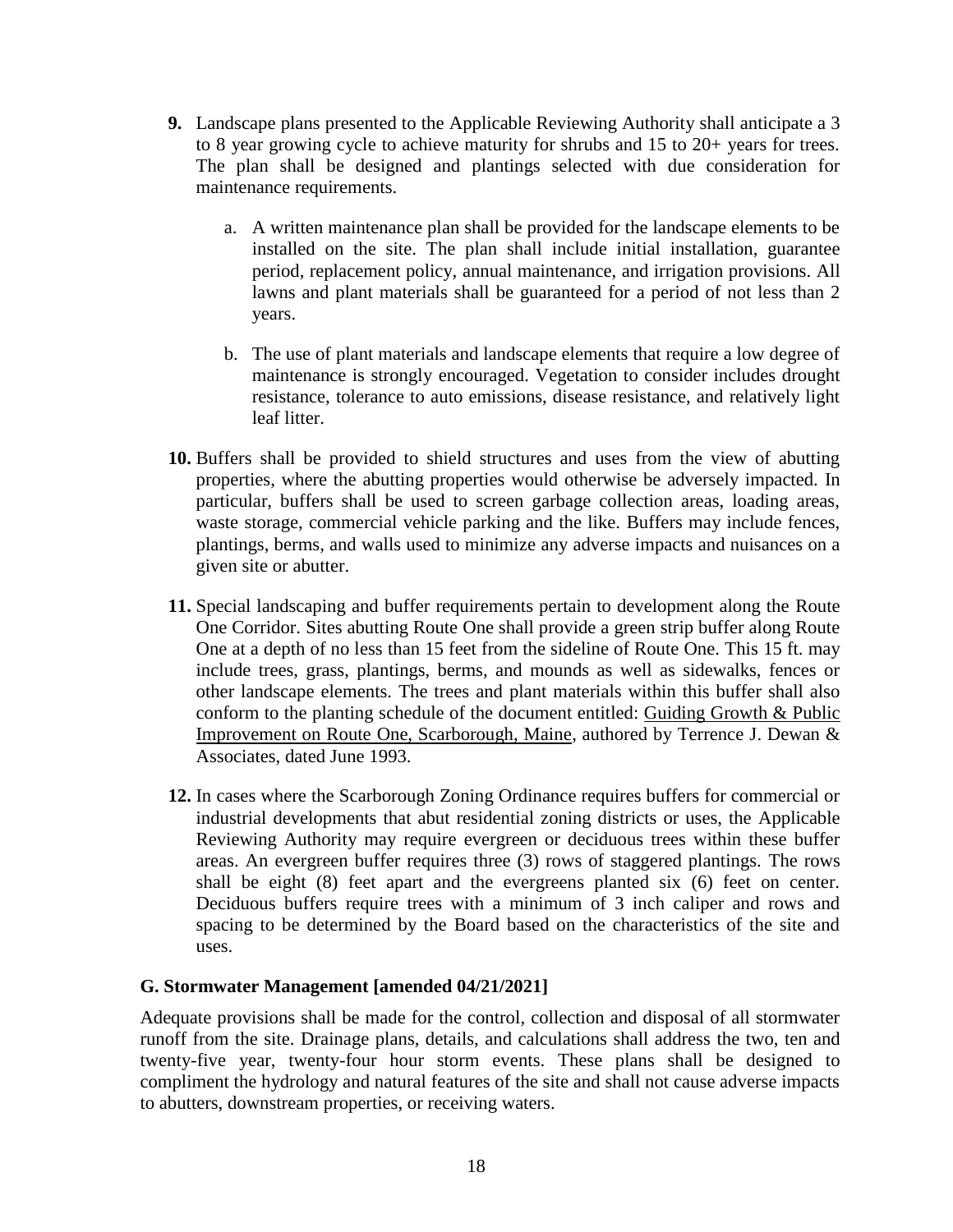**9.** Landscape plans presented to the Applicable Reviewing Authority shall anticipate a 3 to 8 year growing cycle to achieve maturity for shrubs and 15 to 20+ years for trees. The plan shall be designed and plantings selected with due consideration for maintenance requirements.

   a. A written maintenance plan shall be provided for the landscape elements to be installed on the site. The plan shall include initial installation, guarantee period, replacement policy, annual maintenance, and irrigation provisions. All lawns and plant materials shall be guaranteed for a period of not less than 2 years.

   b. The use of plant materials and landscape elements that require a low degree of maintenance is strongly encouraged. Vegetation to consider includes drought resistance, tolerance to auto emissions, disease resistance, and relatively light leaf litter.

**10.** Buffers shall be provided to shield structures and uses from the view of abutting properties, where the abutting properties would otherwise be adversely impacted. In particular, buffers shall be used to screen garbage collection areas, loading areas, waste storage, commercial vehicle parking and the like. Buffers may include fences, plantings, berms, and walls used to minimize any adverse impacts and nuisances on a given site or abutter.

**11.** Special landscaping and buffer requirements pertain to development along the Route One Corridor. Sites abutting Route One shall provide a green strip buffer along Route One at a depth of no less than 15 feet from the sideline of Route One. This 15 ft. may include trees, grass, plantings, berms, and mounds as well as sidewalks, fences or other landscape elements. The trees and plant materials within this buffer shall also conform to the planting schedule of the document entitled: Guiding Growth & Public Improvement on Route One, Scarborough, Maine, authored by Terrence J. Dewan & Associates, dated June 1993.

**12.** In cases where the Scarborough Zoning Ordinance requires buffers for commercial or industrial developments that abut residential zoning districts or uses, the Applicable Reviewing Authority may require evergreen or deciduous trees within these buffer areas. An evergreen buffer requires three (3) rows of staggered plantings. The rows shall be eight (8) feet apart and the evergreens planted six (6) feet on center. Deciduous buffers require trees with a minimum of 3 inch caliper and rows and spacing to be determined by the Board based on the characteristics of the site and uses.

### G. Stormwater Management [amended 04/21/2021]

Adequate provisions shall be made for the control, collection and disposal of all stormwater runoff from the site. Drainage plans, details, and calculations shall address the two, ten and twenty-five year, twenty-four hour storm events. These plans shall be designed to compliment the hydrology and natural features of the site and shall not cause adverse impacts to abutters, downstream properties, or receiving waters.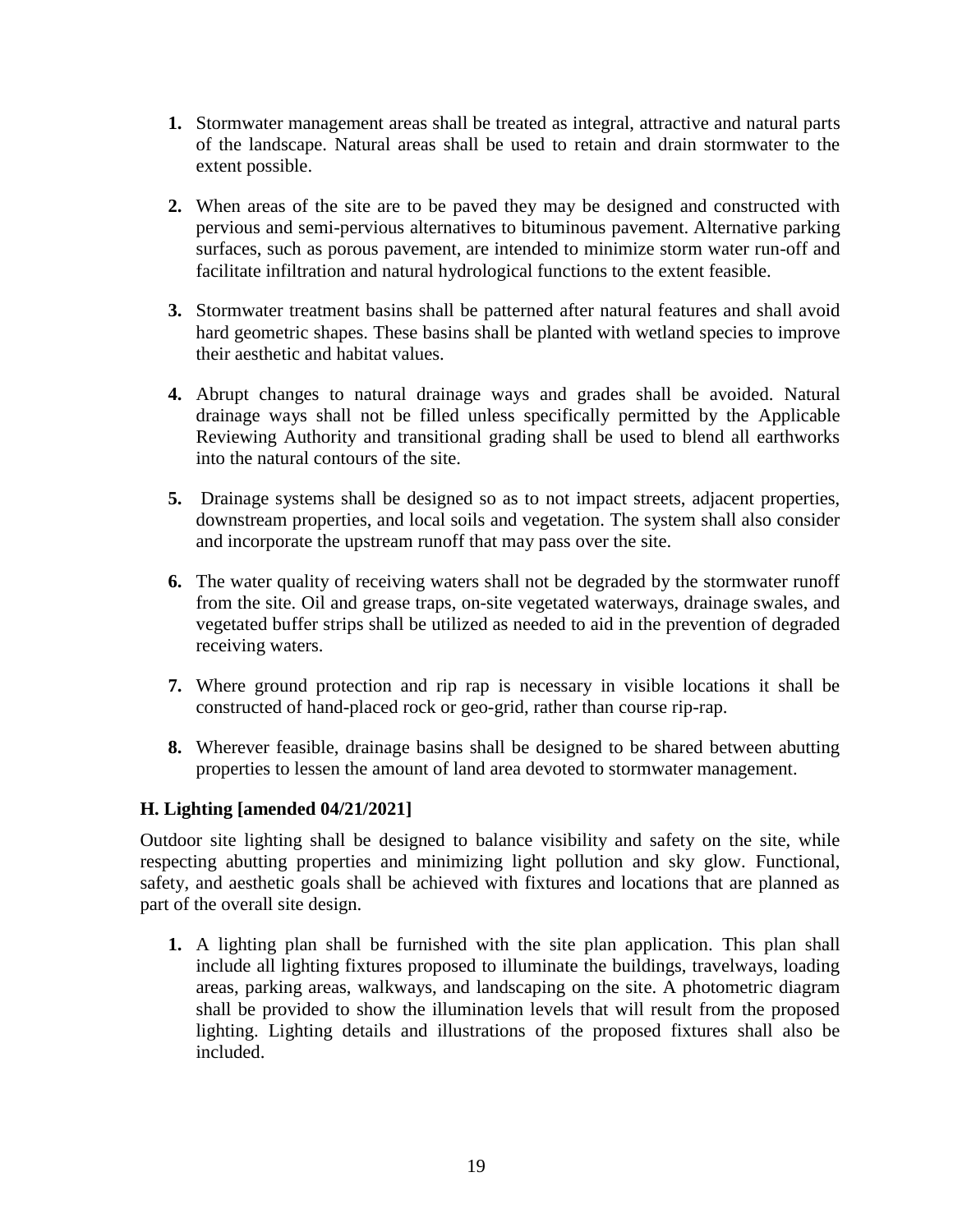1. Stormwater management areas shall be treated as integral, attractive and natural parts of the landscape. Natural areas shall be used to retain and drain stormwater to the extent possible.

2. When areas of the site are to be paved they may be designed and constructed with pervious and semi-pervious alternatives to bituminous pavement. Alternative parking surfaces, such as porous pavement, are intended to minimize storm water run-off and facilitate infiltration and natural hydrological functions to the extent feasible.

3. Stormwater treatment basins shall be patterned after natural features and shall avoid hard geometric shapes. These basins shall be planted with wetland species to improve their aesthetic and habitat values.

4. Abrupt changes to natural drainage ways and grades shall be avoided. Natural drainage ways shall not be filled unless specifically permitted by the Applicable Reviewing Authority and transitional grading shall be used to blend all earthworks into the natural contours of the site.

5. Drainage systems shall be designed so as to not impact streets, adjacent properties, downstream properties, and local soils and vegetation. The system shall also consider and incorporate the upstream runoff that may pass over the site.

6. The water quality of receiving waters shall not be degraded by the stormwater runoff from the site. Oil and grease traps, on-site vegetated waterways, drainage swales, and vegetated buffer strips shall be utilized as needed to aid in the prevention of degraded receiving waters.

7. Where ground protection and rip rap is necessary in visible locations it shall be constructed of hand-placed rock or geo-grid, rather than course rip-rap.

8. Wherever feasible, drainage basins shall be designed to be shared between abutting properties to lessen the amount of land area devoted to stormwater management.

### H. Lighting [amended 04/21/2021]

Outdoor site lighting shall be designed to balance visibility and safety on the site, while respecting abutting properties and minimizing light pollution and sky glow. Functional, safety, and aesthetic goals shall be achieved with fixtures and locations that are planned as part of the overall site design.

1. A lighting plan shall be furnished with the site plan application. This plan shall include all lighting fixtures proposed to illuminate the buildings, travelways, loading areas, parking areas, walkways, and landscaping on the site. A photometric diagram shall be provided to show the illumination levels that will result from the proposed lighting. Lighting details and illustrations of the proposed fixtures shall also be included.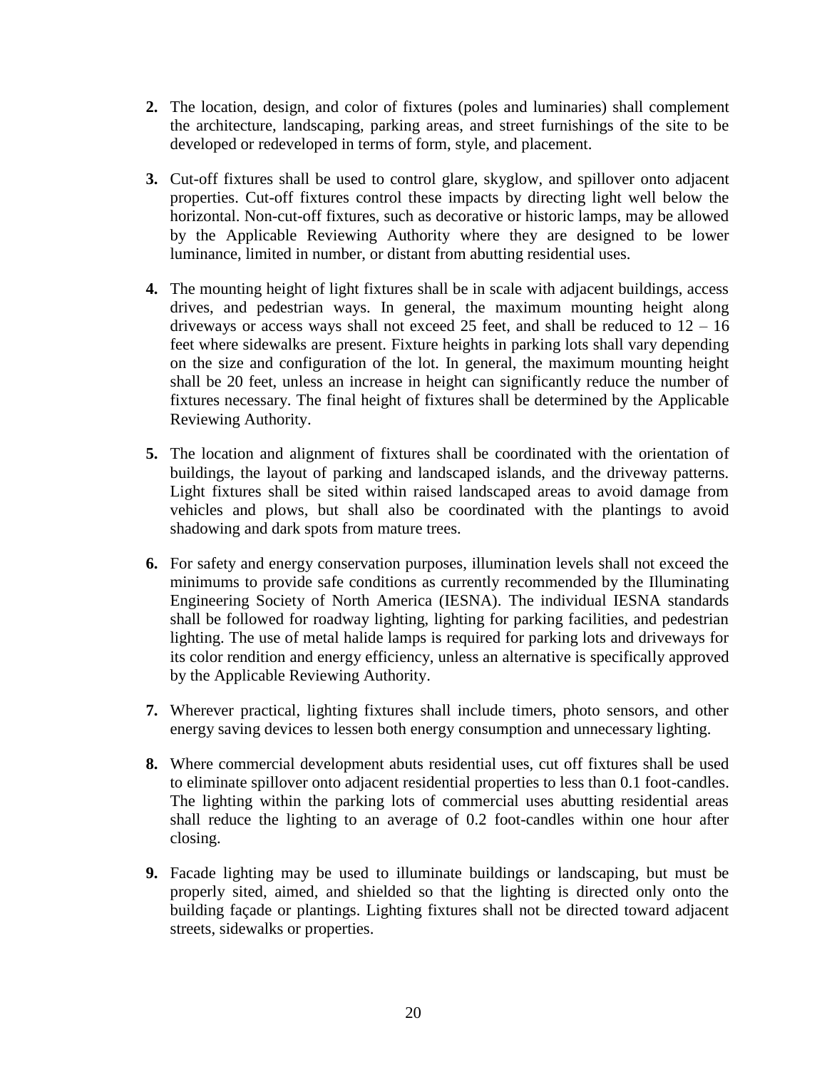2. The location, design, and color of fixtures (poles and luminaries) shall complement the architecture, landscaping, parking areas, and street furnishings of the site to be developed or redeveloped in terms of form, style, and placement.

3. Cut-off fixtures shall be used to control glare, skyglow, and spillover onto adjacent properties. Cut-off fixtures control these impacts by directing light well below the horizontal. Non-cut-off fixtures, such as decorative or historic lamps, may be allowed by the Applicable Reviewing Authority where they are designed to be lower luminance, limited in number, or distant from abutting residential uses.

4. The mounting height of light fixtures shall be in scale with adjacent buildings, access drives, and pedestrian ways. In general, the maximum mounting height along driveways or access ways shall not exceed 25 feet, and shall be reduced to 12 – 16 feet where sidewalks are present. Fixture heights in parking lots shall vary depending on the size and configuration of the lot. In general, the maximum mounting height shall be 20 feet, unless an increase in height can significantly reduce the number of fixtures necessary. The final height of fixtures shall be determined by the Applicable Reviewing Authority.

5. The location and alignment of fixtures shall be coordinated with the orientation of buildings, the layout of parking and landscaped islands, and the driveway patterns. Light fixtures shall be sited within raised landscaped areas to avoid damage from vehicles and plows, but shall also be coordinated with the plantings to avoid shadowing and dark spots from mature trees.

6. For safety and energy conservation purposes, illumination levels shall not exceed the minimums to provide safe conditions as currently recommended by the Illuminating Engineering Society of North America (IESNA). The individual IESNA standards shall be followed for roadway lighting, lighting for parking facilities, and pedestrian lighting. The use of metal halide lamps is required for parking lots and driveways for its color rendition and energy efficiency, unless an alternative is specifically approved by the Applicable Reviewing Authority.

7. Wherever practical, lighting fixtures shall include timers, photo sensors, and other energy saving devices to lessen both energy consumption and unnecessary lighting.

8. Where commercial development abuts residential uses, cut off fixtures shall be used to eliminate spillover onto adjacent residential properties to less than 0.1 foot-candles. The lighting within the parking lots of commercial uses abutting residential areas shall reduce the lighting to an average of 0.2 foot-candles within one hour after closing.

9. Facade lighting may be used to illuminate buildings or landscaping, but must be properly sited, aimed, and shielded so that the lighting is directed only onto the building façade or plantings. Lighting fixtures shall not be directed toward adjacent streets, sidewalks or properties.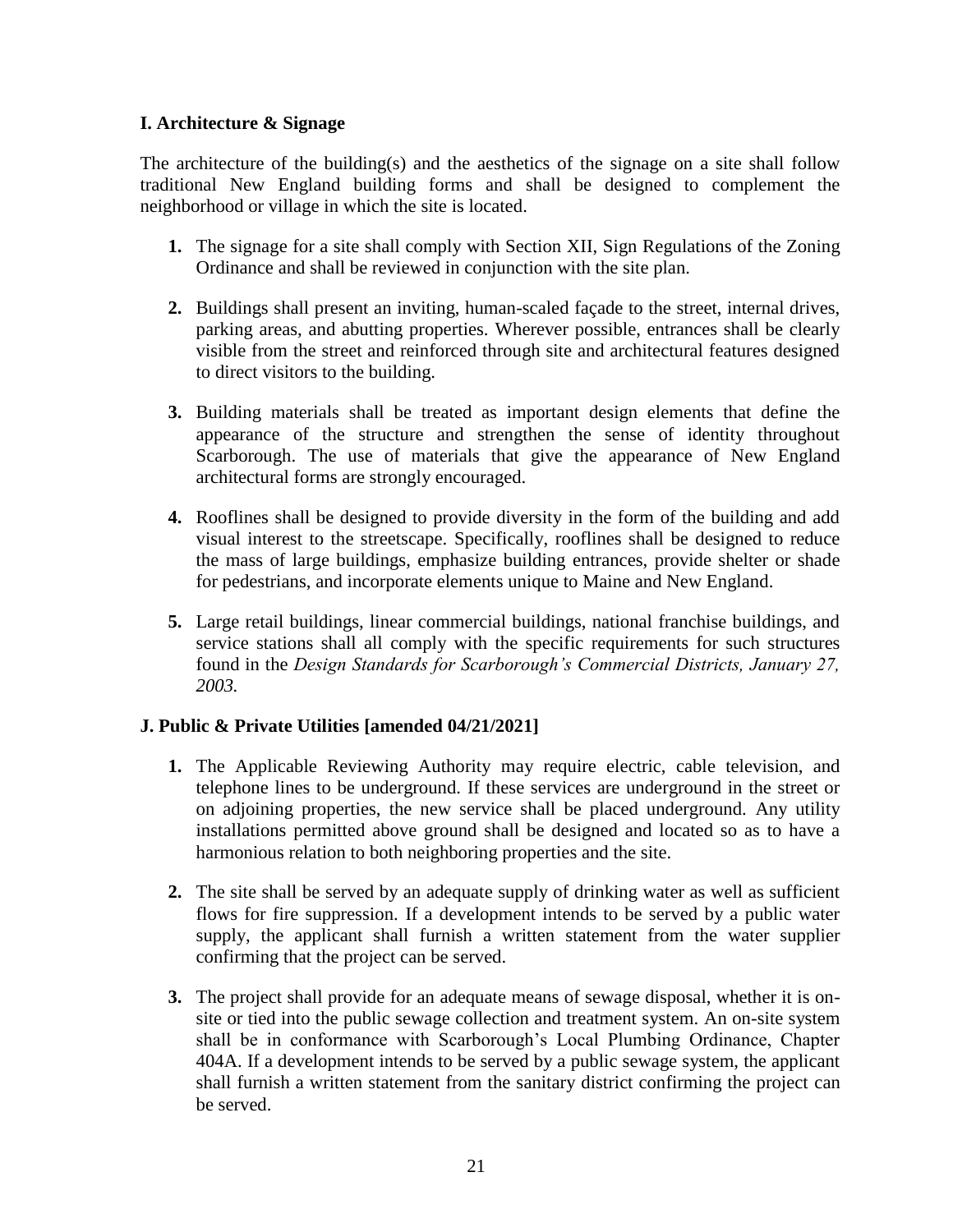### I. Architecture & Signage

The architecture of the building(s) and the aesthetics of the signage on a site shall follow traditional New England building forms and shall be designed to complement the neighborhood or village in which the site is located.

1. The signage for a site shall comply with Section XII, Sign Regulations of the Zoning Ordinance and shall be reviewed in conjunction with the site plan.

2. Buildings shall present an inviting, human-scaled façade to the street, internal drives, parking areas, and abutting properties. Wherever possible, entrances shall be clearly visible from the street and reinforced through site and architectural features designed to direct visitors to the building.

3. Building materials shall be treated as important design elements that define the appearance of the structure and strengthen the sense of identity throughout Scarborough. The use of materials that give the appearance of New England architectural forms are strongly encouraged.

4. Rooflines shall be designed to provide diversity in the form of the building and add visual interest to the streetscape. Specifically, rooflines shall be designed to reduce the mass of large buildings, emphasize building entrances, provide shelter or shade for pedestrians, and incorporate elements unique to Maine and New England.

5. Large retail buildings, linear commercial buildings, national franchise buildings, and service stations shall all comply with the specific requirements for such structures found in the *Design Standards for Scarborough's Commercial Districts, January 27, 2003.*

### J. Public & Private Utilities [amended 04/21/2021]

1. The Applicable Reviewing Authority may require electric, cable television, and telephone lines to be underground. If these services are underground in the street or on adjoining properties, the new service shall be placed underground. Any utility installations permitted above ground shall be designed and located so as to have a harmonious relation to both neighboring properties and the site.

2. The site shall be served by an adequate supply of drinking water as well as sufficient flows for fire suppression. If a development intends to be served by a public water supply, the applicant shall furnish a written statement from the water supplier confirming that the project can be served.

3. The project shall provide for an adequate means of sewage disposal, whether it is on-site or tied into the public sewage collection and treatment system. An on-site system shall be in conformance with Scarborough's Local Plumbing Ordinance, Chapter 404A. If a development intends to be served by a public sewage system, the applicant shall furnish a written statement from the sanitary district confirming the project can be served.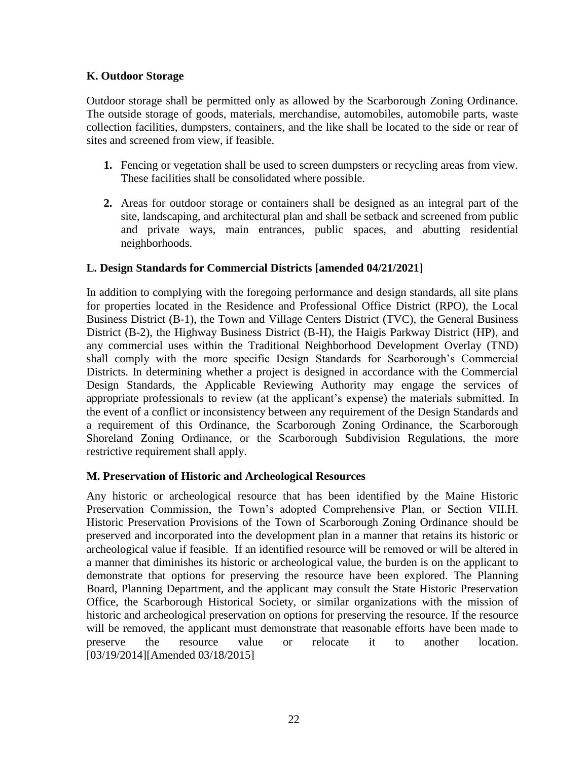### K. Outdoor Storage

Outdoor storage shall be permitted only as allowed by the Scarborough Zoning Ordinance. The outside storage of goods, materials, merchandise, automobiles, automobile parts, waste collection facilities, dumpsters, containers, and the like shall be located to the side or rear of sites and screened from view, if feasible.

1. Fencing or vegetation shall be used to screen dumpsters or recycling areas from view. These facilities shall be consolidated where possible.

2. Areas for outdoor storage or containers shall be designed as an integral part of the site, landscaping, and architectural plan and shall be setback and screened from public and private ways, main entrances, public spaces, and abutting residential neighborhoods.

### L. Design Standards for Commercial Districts [amended 04/21/2021]

In addition to complying with the foregoing performance and design standards, all site plans for properties located in the Residence and Professional Office District (RPO), the Local Business District (B-1), the Town and Village Centers District (TVC), the General Business District (B-2), the Highway Business District (B-H), the Haigis Parkway District (HP), and any commercial uses within the Traditional Neighborhood Development Overlay (TND) shall comply with the more specific Design Standards for Scarborough's Commercial Districts. In determining whether a project is designed in accordance with the Commercial Design Standards, the Applicable Reviewing Authority may engage the services of appropriate professionals to review (at the applicant's expense) the materials submitted. In the event of a conflict or inconsistency between any requirement of the Design Standards and a requirement of this Ordinance, the Scarborough Zoning Ordinance, the Scarborough Shoreland Zoning Ordinance, or the Scarborough Subdivision Regulations, the more restrictive requirement shall apply.

### M. Preservation of Historic and Archeological Resources

Any historic or archeological resource that has been identified by the Maine Historic Preservation Commission, the Town's adopted Comprehensive Plan, or Section VII.H. Historic Preservation Provisions of the Town of Scarborough Zoning Ordinance should be preserved and incorporated into the development plan in a manner that retains its historic or archeological value if feasible. If an identified resource will be removed or will be altered in a manner that diminishes its historic or archeological value, the burden is on the applicant to demonstrate that options for preserving the resource have been explored. The Planning Board, Planning Department, and the applicant may consult the State Historic Preservation Office, the Scarborough Historical Society, or similar organizations with the mission of historic and archeological preservation on options for preserving the resource. If the resource will be removed, the applicant must demonstrate that reasonable efforts have been made to preserve the resource value or relocate it to another location. [03/19/2014][Amended 03/18/2015]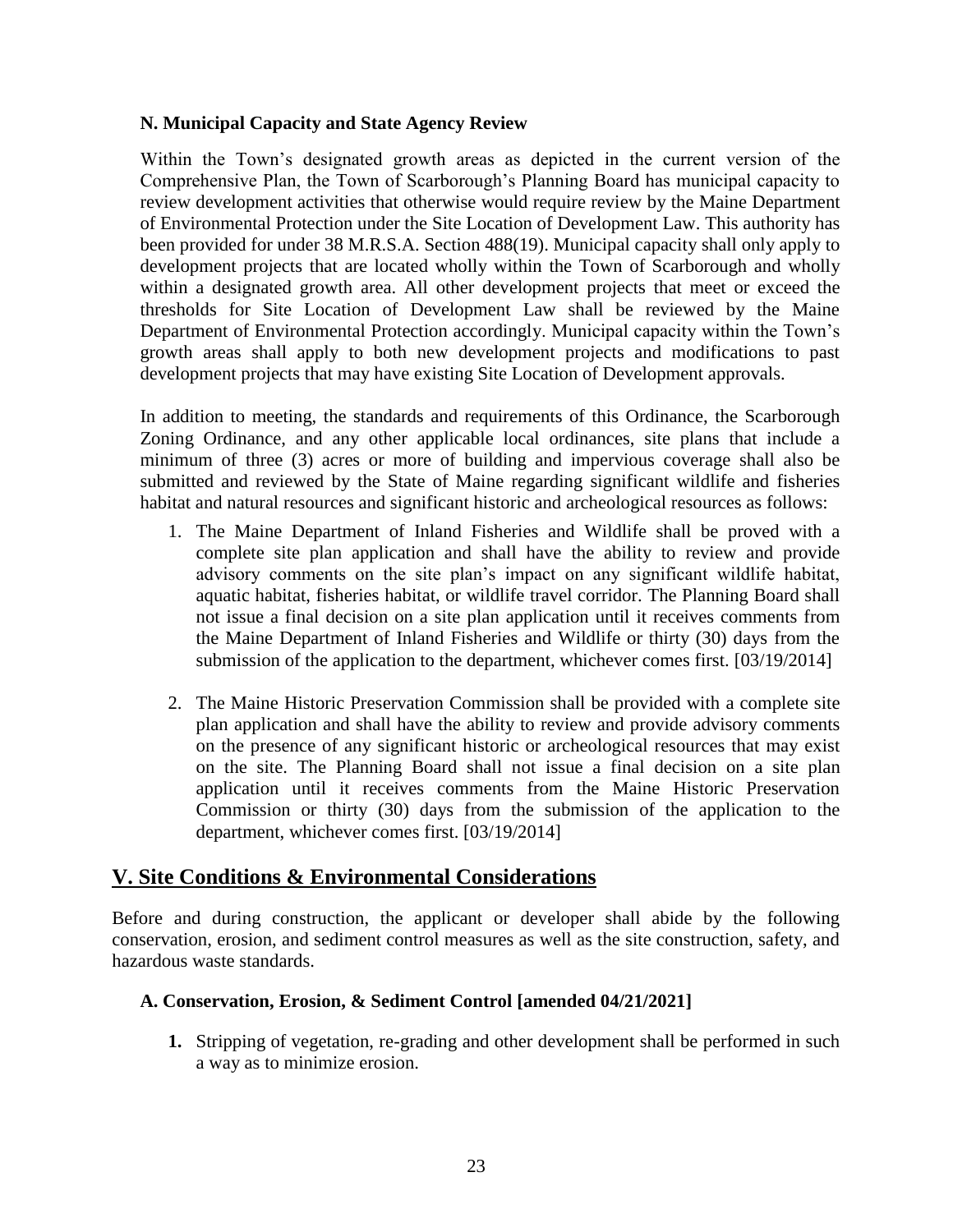### N. Municipal Capacity and State Agency Review

Within the Town's designated growth areas as depicted in the current version of the Comprehensive Plan, the Town of Scarborough's Planning Board has municipal capacity to review development activities that otherwise would require review by the Maine Department of Environmental Protection under the Site Location of Development Law. This authority has been provided for under 38 M.R.S.A. Section 488(19). Municipal capacity shall only apply to development projects that are located wholly within the Town of Scarborough and wholly within a designated growth area. All other development projects that meet or exceed the thresholds for Site Location of Development Law shall be reviewed by the Maine Department of Environmental Protection accordingly. Municipal capacity within the Town's growth areas shall apply to both new development projects and modifications to past development projects that may have existing Site Location of Development approvals.

In addition to meeting, the standards and requirements of this Ordinance, the Scarborough Zoning Ordinance, and any other applicable local ordinances, site plans that include a minimum of three (3) acres or more of building and impervious coverage shall also be submitted and reviewed by the State of Maine regarding significant wildlife and fisheries habitat and natural resources and significant historic and archeological resources as follows:

1. The Maine Department of Inland Fisheries and Wildlife shall be proved with a complete site plan application and shall have the ability to review and provide advisory comments on the site plan's impact on any significant wildlife habitat, aquatic habitat, fisheries habitat, or wildlife travel corridor. The Planning Board shall not issue a final decision on a site plan application until it receives comments from the Maine Department of Inland Fisheries and Wildlife or thirty (30) days from the submission of the application to the department, whichever comes first. [03/19/2014]

2. The Maine Historic Preservation Commission shall be provided with a complete site plan application and shall have the ability to review and provide advisory comments on the presence of any significant historic or archeological resources that may exist on the site. The Planning Board shall not issue a final decision on a site plan application until it receives comments from the Maine Historic Preservation Commission or thirty (30) days from the submission of the application to the department, whichever comes first. [03/19/2014]

## V. Site Conditions & Environmental Considerations

Before and during construction, the applicant or developer shall abide by the following conservation, erosion, and sediment control measures as well as the site construction, safety, and hazardous waste standards.

### A. Conservation, Erosion, & Sediment Control [amended 04/21/2021]

1. Stripping of vegetation, re-grading and other development shall be performed in such a way as to minimize erosion.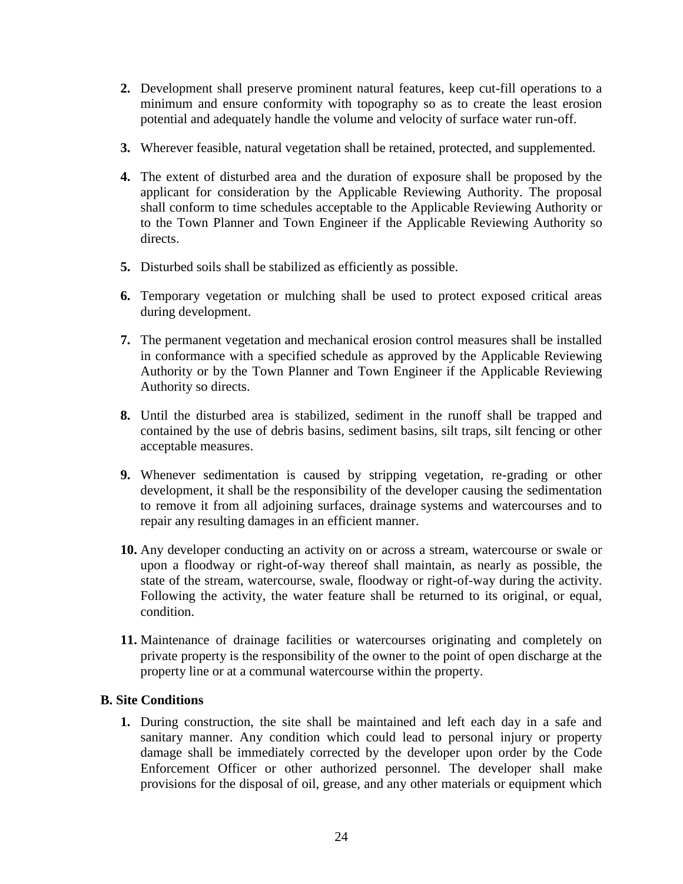2. Development shall preserve prominent natural features, keep cut-fill operations to a minimum and ensure conformity with topography so as to create the least erosion potential and adequately handle the volume and velocity of surface water run-off.

3. Wherever feasible, natural vegetation shall be retained, protected, and supplemented.

4. The extent of disturbed area and the duration of exposure shall be proposed by the applicant for consideration by the Applicable Reviewing Authority. The proposal shall conform to time schedules acceptable to the Applicable Reviewing Authority or to the Town Planner and Town Engineer if the Applicable Reviewing Authority so directs.

5. Disturbed soils shall be stabilized as efficiently as possible.

6. Temporary vegetation or mulching shall be used to protect exposed critical areas during development.

7. The permanent vegetation and mechanical erosion control measures shall be installed in conformance with a specified schedule as approved by the Applicable Reviewing Authority or by the Town Planner and Town Engineer if the Applicable Reviewing Authority so directs.

8. Until the disturbed area is stabilized, sediment in the runoff shall be trapped and contained by the use of debris basins, sediment basins, silt traps, silt fencing or other acceptable measures.

9. Whenever sedimentation is caused by stripping vegetation, re-grading or other development, it shall be the responsibility of the developer causing the sedimentation to remove it from all adjoining surfaces, drainage systems and watercourses and to repair any resulting damages in an efficient manner.

10. Any developer conducting an activity on or across a stream, watercourse or swale or upon a floodway or right-of-way thereof shall maintain, as nearly as possible, the state of the stream, watercourse, swale, floodway or right-of-way during the activity. Following the activity, the water feature shall be returned to its original, or equal, condition.

11. Maintenance of drainage facilities or watercourses originating and completely on private property is the responsibility of the owner to the point of open discharge at the property line or at a communal watercourse within the property.

**B. Site Conditions**

1. During construction, the site shall be maintained and left each day in a safe and sanitary manner. Any condition which could lead to personal injury or property damage shall be immediately corrected by the developer upon order by the Code Enforcement Officer or other authorized personnel. The developer shall make provisions for the disposal of oil, grease, and any other materials or equipment which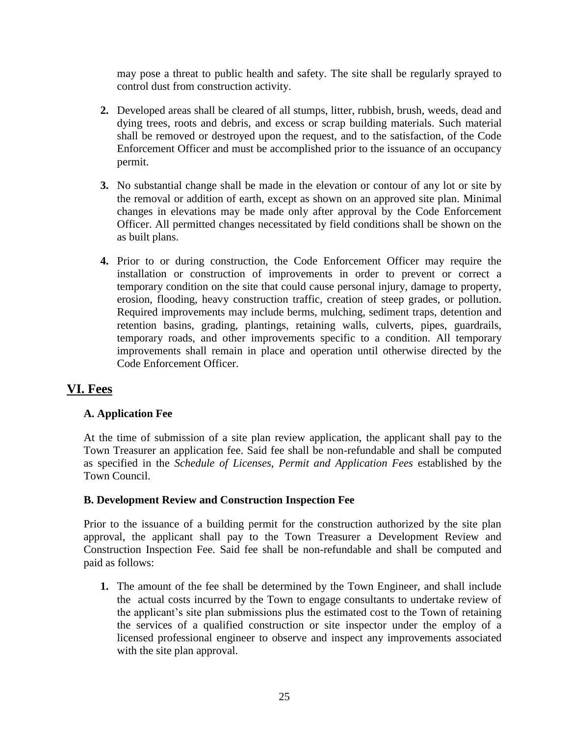may pose a threat to public health and safety. The site shall be regularly sprayed to control dust from construction activity.

2. Developed areas shall be cleared of all stumps, litter, rubbish, brush, weeds, dead and dying trees, roots and debris, and excess or scrap building materials. Such material shall be removed or destroyed upon the request, and to the satisfaction, of the Code Enforcement Officer and must be accomplished prior to the issuance of an occupancy permit.

3. No substantial change shall be made in the elevation or contour of any lot or site by the removal or addition of earth, except as shown on an approved site plan. Minimal changes in elevations may be made only after approval by the Code Enforcement Officer. All permitted changes necessitated by field conditions shall be shown on the as built plans.

4. Prior to or during construction, the Code Enforcement Officer may require the installation or construction of improvements in order to prevent or correct a temporary condition on the site that could cause personal injury, damage to property, erosion, flooding, heavy construction traffic, creation of steep grades, or pollution. Required improvements may include berms, mulching, sediment traps, detention and retention basins, grading, plantings, retaining walls, culverts, pipes, guardrails, temporary roads, and other improvements specific to a condition. All temporary improvements shall remain in place and operation until otherwise directed by the Code Enforcement Officer.

## VI. Fees

### A. Application Fee

At the time of submission of a site plan review application, the applicant shall pay to the Town Treasurer an application fee. Said fee shall be non-refundable and shall be computed as specified in the *Schedule of Licenses, Permit and Application Fees* established by the Town Council.

### B. Development Review and Construction Inspection Fee

Prior to the issuance of a building permit for the construction authorized by the site plan approval, the applicant shall pay to the Town Treasurer a Development Review and Construction Inspection Fee. Said fee shall be non-refundable and shall be computed and paid as follows:

1. The amount of the fee shall be determined by the Town Engineer, and shall include the actual costs incurred by the Town to engage consultants to undertake review of the applicant's site plan submissions plus the estimated cost to the Town of retaining the services of a qualified construction or site inspector under the employ of a licensed professional engineer to observe and inspect any improvements associated with the site plan approval.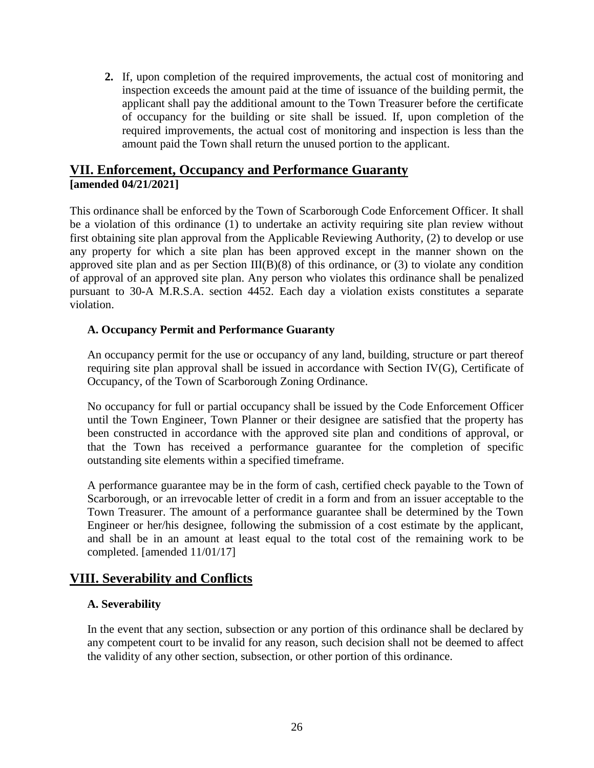2. If, upon completion of the required improvements, the actual cost of monitoring and inspection exceeds the amount paid at the time of issuance of the building permit, the applicant shall pay the additional amount to the Town Treasurer before the certificate of occupancy for the building or site shall be issued. If, upon completion of the required improvements, the actual cost of monitoring and inspection is less than the amount paid the Town shall return the unused portion to the applicant.

## VII. Enforcement, Occupancy and Performance Guaranty

**[amended 04/21/2021]**

This ordinance shall be enforced by the Town of Scarborough Code Enforcement Officer. It shall be a violation of this ordinance (1) to undertake an activity requiring site plan review without first obtaining site plan approval from the Applicable Reviewing Authority, (2) to develop or use any property for which a site plan has been approved except in the manner shown on the approved site plan and as per Section III(B)(8) of this ordinance, or (3) to violate any condition of approval of an approved site plan. Any person who violates this ordinance shall be penalized pursuant to 30-A M.R.S.A. section 4452. Each day a violation exists constitutes a separate violation.

### A. Occupancy Permit and Performance Guaranty

An occupancy permit for the use or occupancy of any land, building, structure or part thereof requiring site plan approval shall be issued in accordance with Section IV(G), Certificate of Occupancy, of the Town of Scarborough Zoning Ordinance.

No occupancy for full or partial occupancy shall be issued by the Code Enforcement Officer until the Town Engineer, Town Planner or their designee are satisfied that the property has been constructed in accordance with the approved site plan and conditions of approval, or that the Town has received a performance guarantee for the completion of specific outstanding site elements within a specified timeframe.

A performance guarantee may be in the form of cash, certified check payable to the Town of Scarborough, or an irrevocable letter of credit in a form and from an issuer acceptable to the Town Treasurer. The amount of a performance guarantee shall be determined by the Town Engineer or her/his designee, following the submission of a cost estimate by the applicant, and shall be in an amount at least equal to the total cost of the remaining work to be completed. [amended 11/01/17]

## VIII. Severability and Conflicts

### A. Severability

In the event that any section, subsection or any portion of this ordinance shall be declared by any competent court to be invalid for any reason, such decision shall not be deemed to affect the validity of any other section, subsection, or other portion of this ordinance.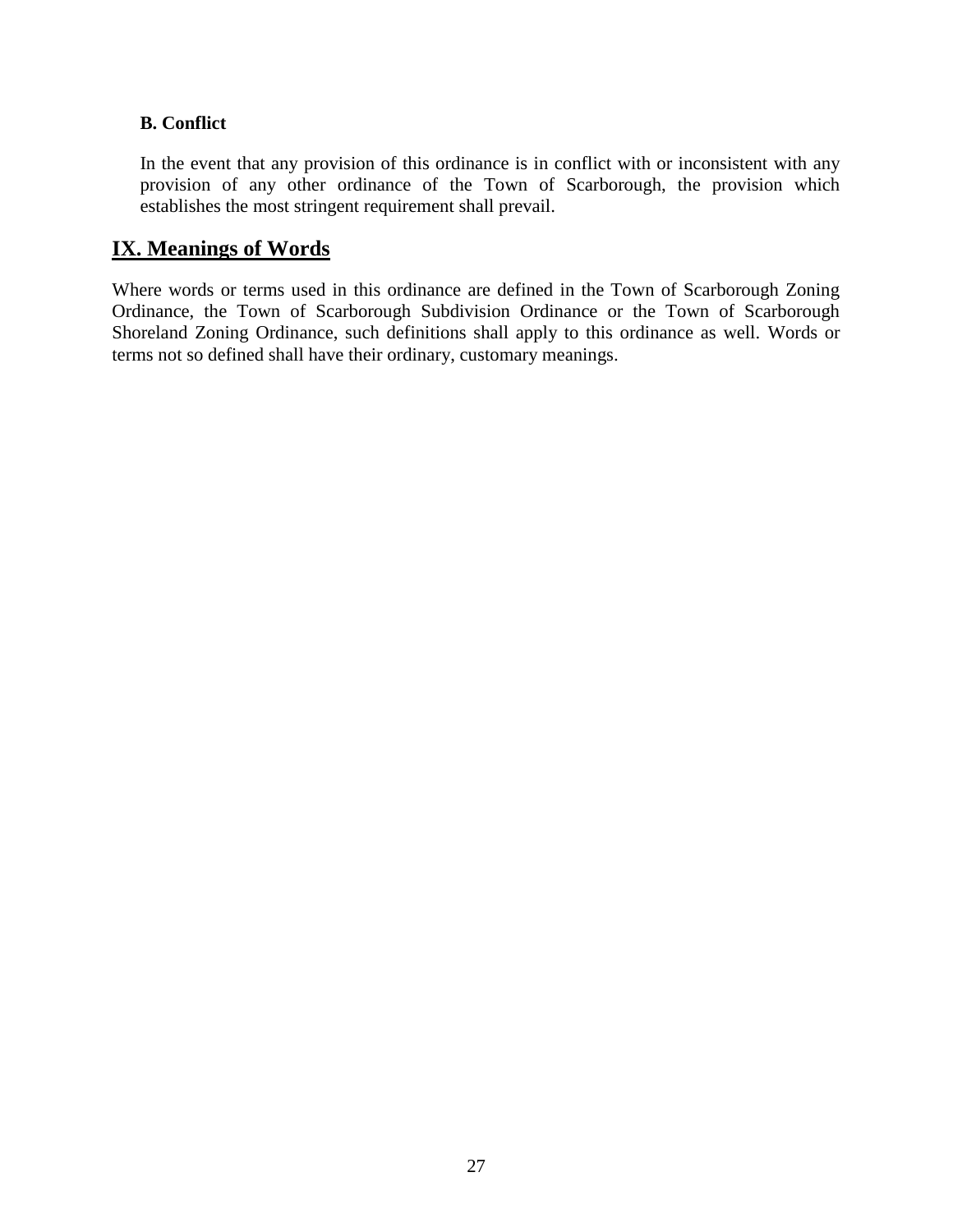### B. Conflict

In the event that any provision of this ordinance is in conflict with or inconsistent with any provision of any other ordinance of the Town of Scarborough, the provision which establishes the most stringent requirement shall prevail.

## IX. Meanings of Words

Where words or terms used in this ordinance are defined in the Town of Scarborough Zoning Ordinance, the Town of Scarborough Subdivision Ordinance or the Town of Scarborough Shoreland Zoning Ordinance, such definitions shall apply to this ordinance as well. Words or terms not so defined shall have their ordinary, customary meanings.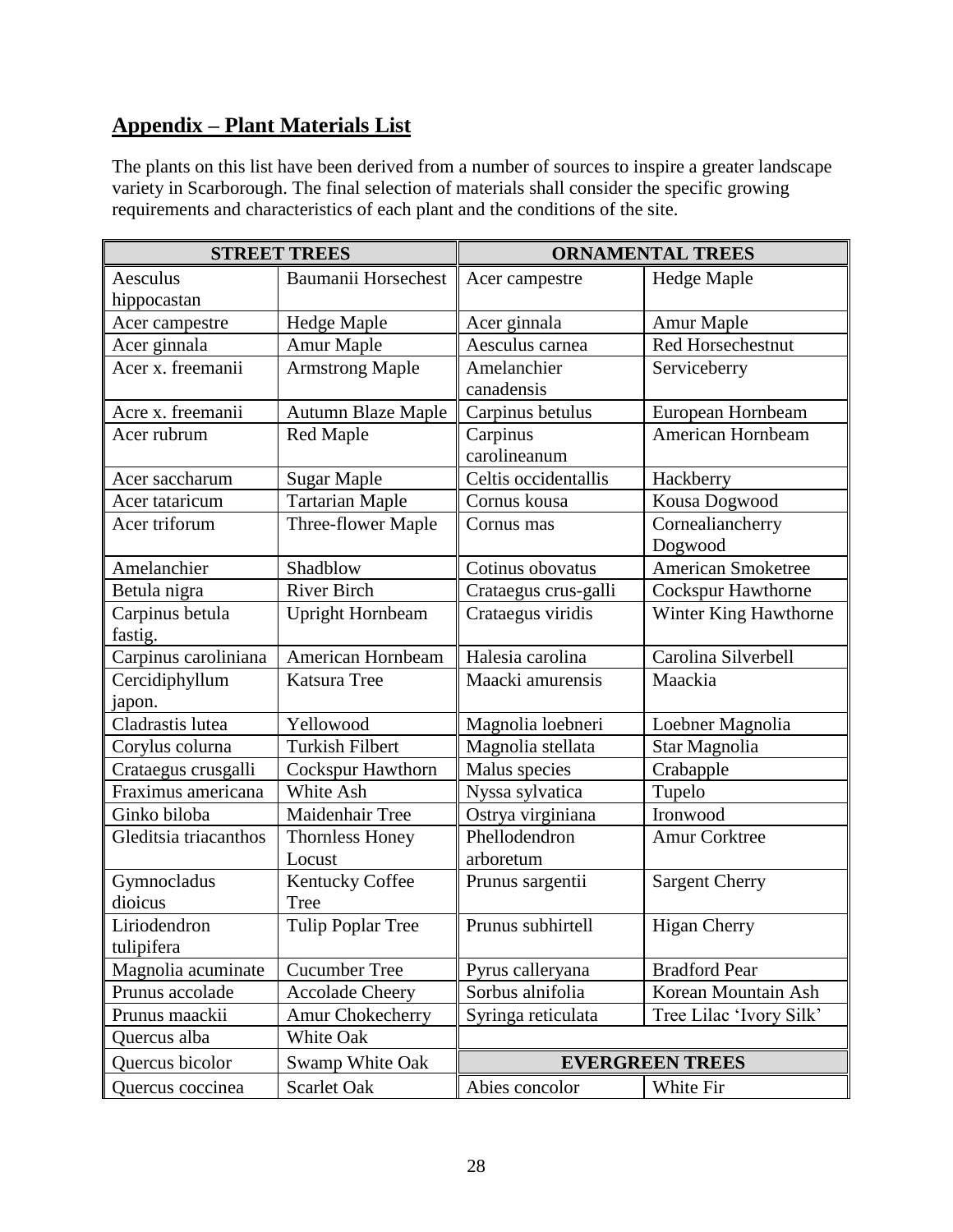## Appendix – Plant Materials List

The plants on this list have been derived from a number of sources to inspire a greater landscape variety in Scarborough. The final selection of materials shall consider the specific growing requirements and characteristics of each plant and the conditions of the site.

| STREET TREES | | ORNAMENTAL TREES | |
|---|---|---|---|
| Aesculus hippocastan | Baumanii Horsechest | Acer campestre | Hedge Maple |
| Acer campestre | Hedge Maple | Acer ginnala | Amur Maple |
| Acer ginnala | Amur Maple | Aesculus carnea | Red Horsechestnut |
| Acer x. freemanii | Armstrong Maple | Amelanchier canadensis | Serviceberry |
| Acre x. freemanii | Autumn Blaze Maple | Carpinus betulus | European Hornbeam |
| Acer rubrum | Red Maple | Carpinus carolineanum | American Hornbeam |
| Acer saccharum | Sugar Maple | Celtis occidentallis | Hackberry |
| Acer tataricum | Tartarian Maple | Cornus kousa | Kousa Dogwood |
| Acer triforum | Three-flower Maple | Cornus mas | Cornealiancherry Dogwood |
| Amelanchier | Shadblow | Cotinus obovatus | American Smoketree |
| Betula nigra | River Birch | Crataegus crus-galli | Cockspur Hawthorne |
| Carpinus betula fastig. | Upright Hornbeam | Crataegus viridis | Winter King Hawthorne |
| Carpinus caroliniana | American Hornbeam | Halesia carolina | Carolina Silverbell |
| Cercidiphyllum japon. | Katsura Tree | Maacki amurensis | Maackia |
| Cladrastis lutea | Yellowood | Magnolia loebneri | Loebner Magnolia |
| Corylus colurna | Turkish Filbert | Magnolia stellata | Star Magnolia |
| Crataegus crusgalli | Cockspur Hawthorn | Malus species | Crabapple |
| Fraximus americana | White Ash | Nyssa sylvatica | Tupelo |
| Ginko biloba | Maidenhair Tree | Ostrya virginiana | Ironwood |
| Gleditsia triacanthos | Thornless Honey Locust | Phellodendron arboretum | Amur Corktree |
| Gymnocladus dioicus | Kentucky Coffee Tree | Prunus sargentii | Sargent Cherry |
| Liriodendron tulipifera | Tulip Poplar Tree | Prunus subhirtell | Higan Cherry |
| Magnolia acuminate | Cucumber Tree | Pyrus calleryana | Bradford Pear |
| Prunus accolade | Accolade Cheery | Sorbus alnifolia | Korean Mountain Ash |
| Prunus maackii | Amur Chokecherry | Syringa reticulata | Tree Lilac 'Ivory Silk' |
| Quercus alba | White Oak | | |
| Quercus bicolor | Swamp White Oak | **EVERGREEN TREES** | |
| Quercus coccinea | Scarlet Oak | Abies concolor | White Fir |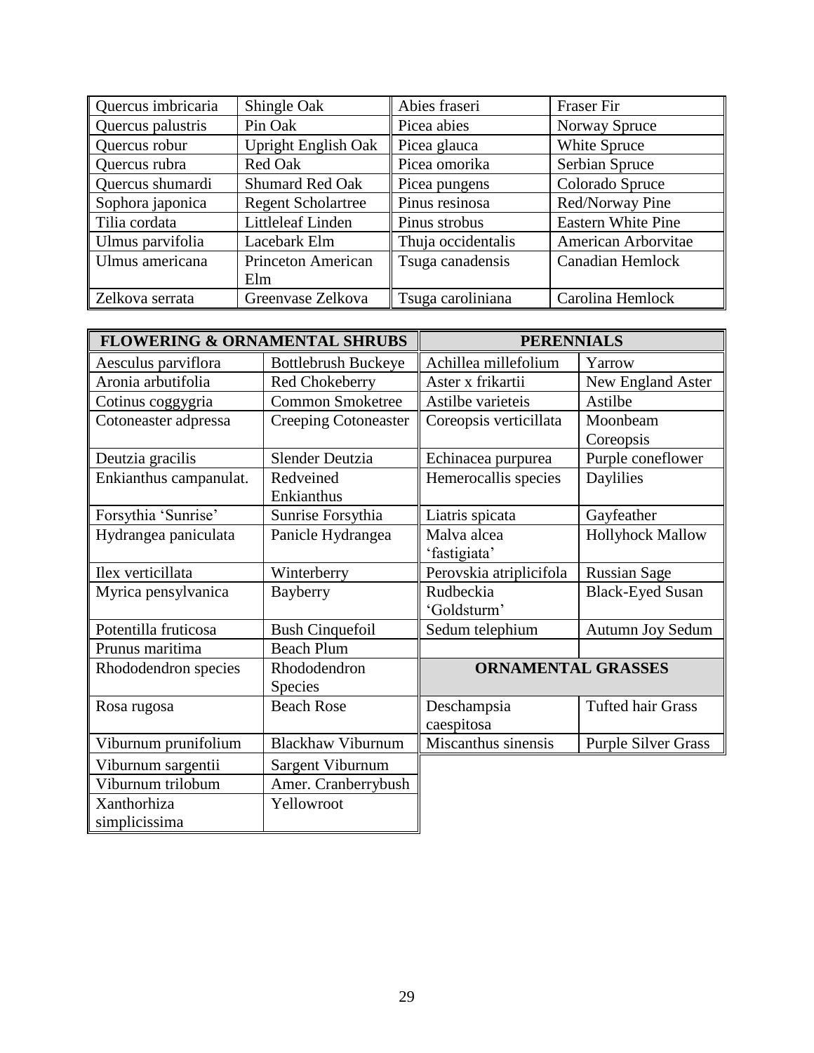| | | | |
|---|---|---|---|
| Quercus imbricaria | Shingle Oak | Abies fraseri | Fraser Fir |
| Quercus palustris | Pin Oak | Picea abies | Norway Spruce |
| Quercus robur | Upright English Oak | Picea glauca | White Spruce |
| Quercus rubra | Red Oak | Picea omorika | Serbian Spruce |
| Quercus shumardi | Shumard Red Oak | Picea pungens | Colorado Spruce |
| Sophora japonica | Regent Scholartree | Pinus resinosa | Red/Norway Pine |
| Tilia cordata | Littleleaf Linden | Pinus strobus | Eastern White Pine |
| Ulmus parvifolia | Lacebark Elm | Thuja occidentalis | American Arborvitae |
| Ulmus americana | Princeton American Elm | Tsuga canadensis | Canadian Hemlock |
| Zelkova serrata | Greenvase Zelkova | Tsuga caroliniana | Carolina Hemlock |

| **FLOWERING & ORNAMENTAL SHRUBS** | | **PERENNIALS** | |
|---|---|---|---|
| Aesculus parviflora | Bottlebrush Buckeye | Achillea millefolium | Yarrow |
| Aronia arbutifolia | Red Chokeberry | Aster x frikartii | New England Aster |
| Cotinus coggygria | Common Smoketree | Astilbe varieteis | Astilbe |
| Cotoneaster adpressa | Creeping Cotoneaster | Coreopsis verticillata | Moonbeam Coreopsis |
| Deutzia gracilis | Slender Deutzia | Echinacea purpurea | Purple coneflower |
| Enkianthus campanulat. | Redveined Enkianthus | Hemerocallis species | Daylilies |
| Forsythia 'Sunrise' | Sunrise Forsythia | Liatris spicata | Gayfeather |
| Hydrangea paniculata | Panicle Hydrangea | Malva alcea 'fastigiata' | Hollyhock Mallow |
| Ilex verticillata | Winterberry | Perovskia atriplicifola | Russian Sage |
| Myrica pensylvanica | Bayberry | Rudbeckia 'Goldsturm' | Black-Eyed Susan |
| Potentilla fruticosa | Bush Cinquefoil | Sedum telephium | Autumn Joy Sedum |
| Prunus maritima | Beach Plum | | |
| Rhododendron species | Rhododendron Species | **ORNAMENTAL GRASSES** | |
| Rosa rugosa | Beach Rose | Deschampsia caespitosa | Tufted hair Grass |
| Viburnum prunifolium | Blackhaw Viburnum | Miscanthus sinensis | Purple Silver Grass |
| Viburnum sargentii | Sargent Viburnum | | |
| Viburnum trilobum | Amer. Cranberrybush | | |
| Xanthorhiza simplicissima | Yellowroot | | |